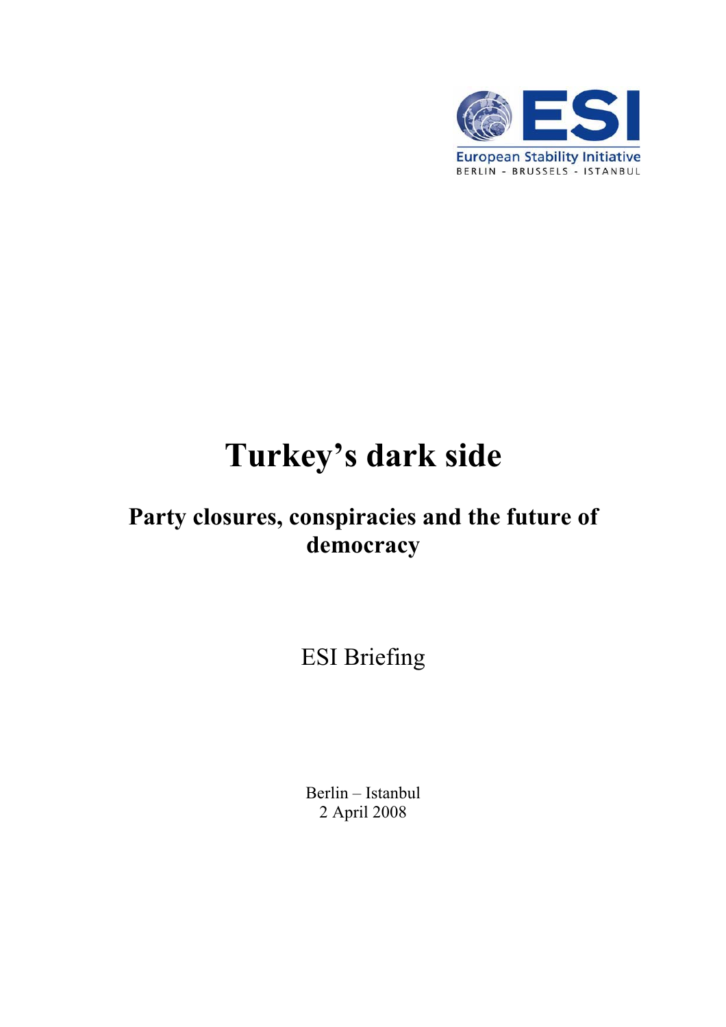European Stability Initiative
BERLIN - BRUSSELS - ISTANBUL

# Turkey's dark side

## Party closures, conspiracies and the future of democracy

ESI Briefing

Berlin – Istanbul
2 April 2008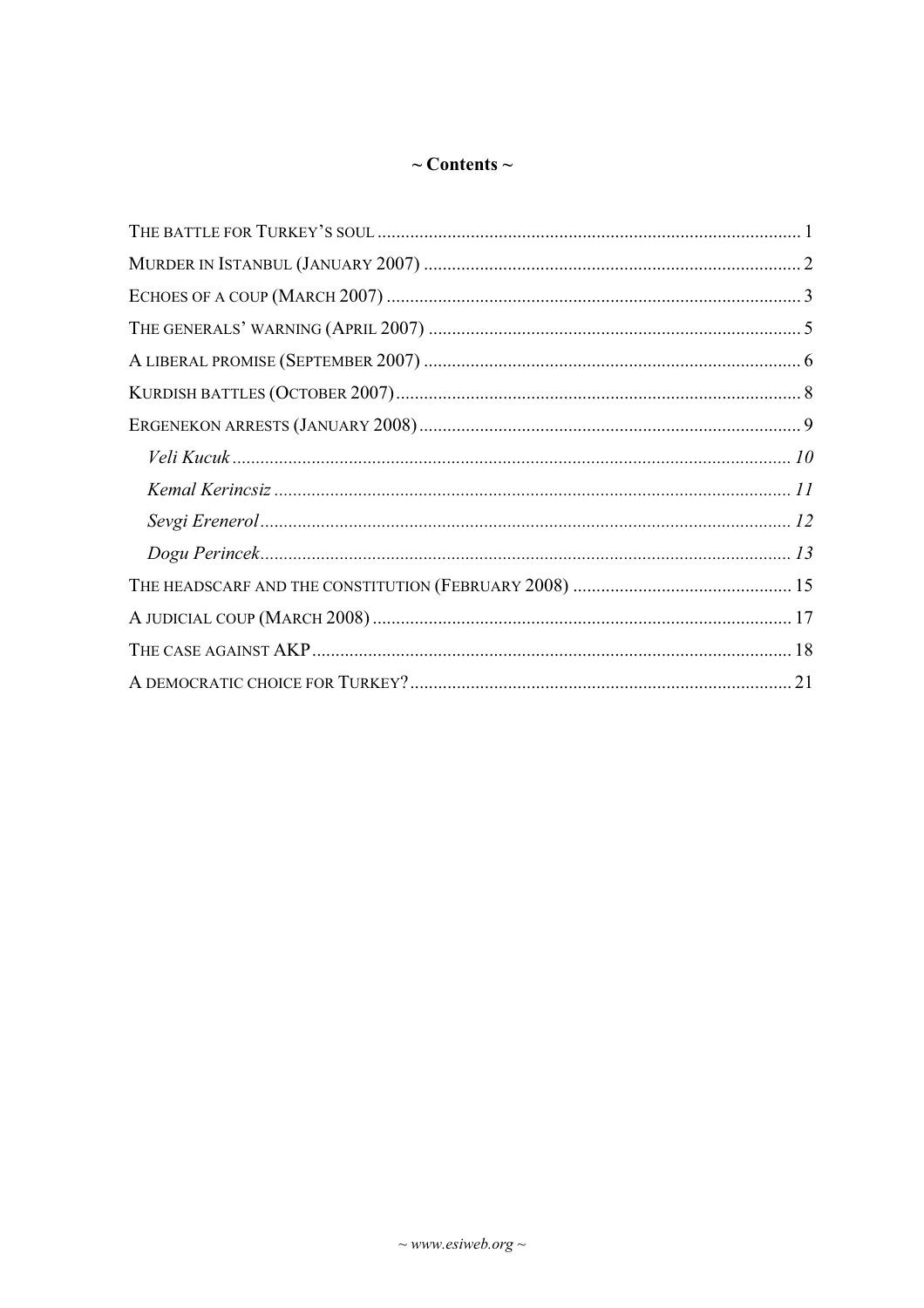## ~ Contents ~

The battle for Turkey's soul .......... 1
Murder in Istanbul (January 2007) .......... 2
Echoes of a coup (March 2007) .......... 3
The generals' warning (April 2007) .......... 5
A liberal promise (September 2007) .......... 6
Kurdish battles (October 2007) .......... 8
Ergenekon arrests (January 2008) .......... 9
- *Veli Kucuk* .......... *10*
- *Kemal Kerincsiz* .......... *11*
- *Sevgi Erenerol* .......... *12*
- *Dogu Perincek* .......... *13*

The headscarf and the constitution (February 2008) .......... 15
A judicial coup (March 2008) .......... 17
The case against AKP .......... 18
A democratic choice for Turkey? .......... 21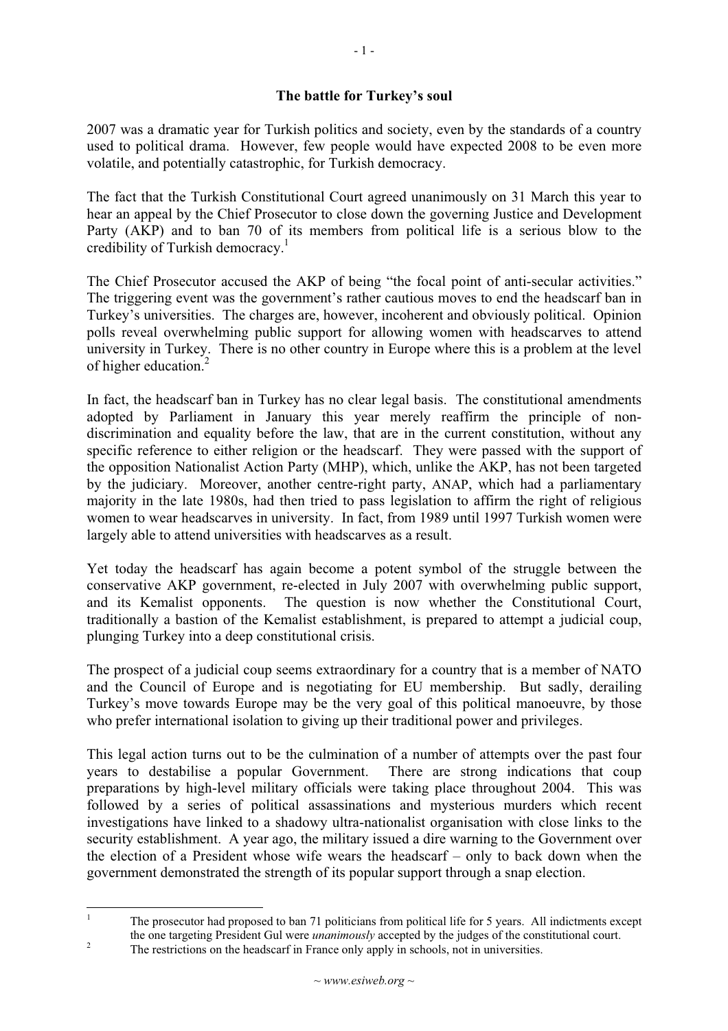## The battle for Turkey's soul

2007 was a dramatic year for Turkish politics and society, even by the standards of a country used to political drama. However, few people would have expected 2008 to be even more volatile, and potentially catastrophic, for Turkish democracy.

The fact that the Turkish Constitutional Court agreed unanimously on 31 March this year to hear an appeal by the Chief Prosecutor to close down the governing Justice and Development Party (AKP) and to ban 70 of its members from political life is a serious blow to the credibility of Turkish democracy.[1]

The Chief Prosecutor accused the AKP of being "the focal point of anti-secular activities." The triggering event was the government's rather cautious moves to end the headscarf ban in Turkey's universities. The charges are, however, incoherent and obviously political. Opinion polls reveal overwhelming public support for allowing women with headscarves to attend university in Turkey. There is no other country in Europe where this is a problem at the level of higher education.[2]

In fact, the headscarf ban in Turkey has no clear legal basis. The constitutional amendments adopted by Parliament in January this year merely reaffirm the principle of non-discrimination and equality before the law, that are in the current constitution, without any specific reference to either religion or the headscarf. They were passed with the support of the opposition Nationalist Action Party (MHP), which, unlike the AKP, has not been targeted by the judiciary. Moreover, another centre-right party, ANAP, which had a parliamentary majority in the late 1980s, had then tried to pass legislation to affirm the right of religious women to wear headscarves in university. In fact, from 1989 until 1997 Turkish women were largely able to attend universities with headscarves as a result.

Yet today the headscarf has again become a potent symbol of the struggle between the conservative AKP government, re-elected in July 2007 with overwhelming public support, and its Kemalist opponents. The question is now whether the Constitutional Court, traditionally a bastion of the Kemalist establishment, is prepared to attempt a judicial coup, plunging Turkey into a deep constitutional crisis.

The prospect of a judicial coup seems extraordinary for a country that is a member of NATO and the Council of Europe and is negotiating for EU membership. But sadly, derailing Turkey's move towards Europe may be the very goal of this political manoeuvre, by those who prefer international isolation to giving up their traditional power and privileges.

This legal action turns out to be the culmination of a number of attempts over the past four years to destabilise a popular Government. There are strong indications that coup preparations by high-level military officials were taking place throughout 2004. This was followed by a series of political assassinations and mysterious murders which recent investigations have linked to a shadowy ultra-nationalist organisation with close links to the security establishment. A year ago, the military issued a dire warning to the Government over the election of a President whose wife wears the headscarf – only to back down when the government demonstrated the strength of its popular support through a snap election.

---

[1] The prosecutor had proposed to ban 71 politicians from political life for 5 years. All indictments except the one targeting President Gul were *unanimously* accepted by the judges of the constitutional court.

[2] The restrictions on the headscarf in France only apply in schools, not in universities.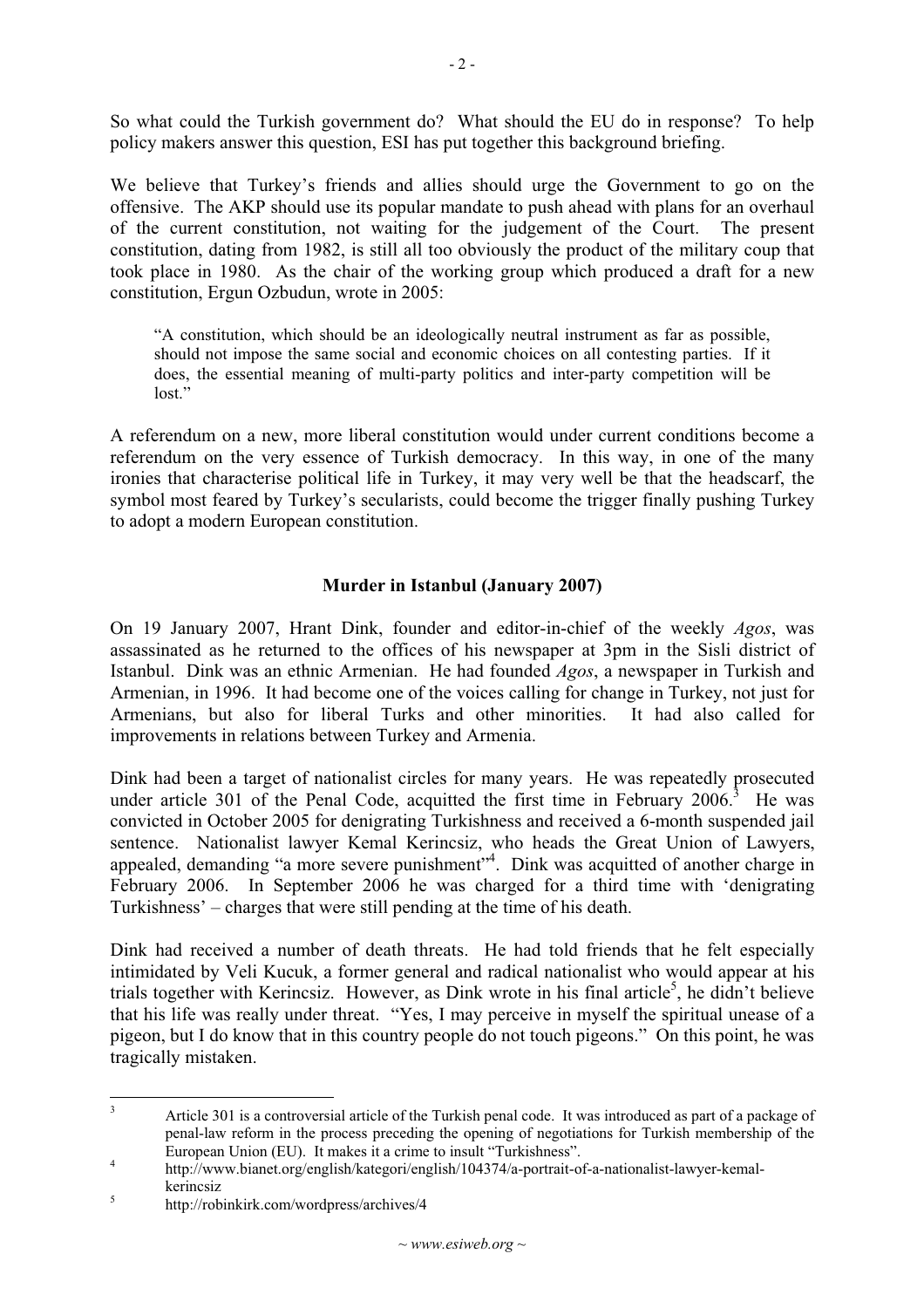So what could the Turkish government do? What should the EU do in response? To help policy makers answer this question, ESI has put together this background briefing.

We believe that Turkey's friends and allies should urge the Government to go on the offensive. The AKP should use its popular mandate to push ahead with plans for an overhaul of the current constitution, not waiting for the judgement of the Court. The present constitution, dating from 1982, is still all too obviously the product of the military coup that took place in 1980. As the chair of the working group which produced a draft for a new constitution, Ergun Ozbudun, wrote in 2005:

> "A constitution, which should be an ideologically neutral instrument as far as possible, should not impose the same social and economic choices on all contesting parties. If it does, the essential meaning of multi-party politics and inter-party competition will be lost."

A referendum on a new, more liberal constitution would under current conditions become a referendum on the very essence of Turkish democracy. In this way, in one of the many ironies that characterise political life in Turkey, it may very well be that the headscarf, the symbol most feared by Turkey's secularists, could become the trigger finally pushing Turkey to adopt a modern European constitution.

## Murder in Istanbul (January 2007)

On 19 January 2007, Hrant Dink, founder and editor-in-chief of the weekly *Agos*, was assassinated as he returned to the offices of his newspaper at 3pm in the Sisli district of Istanbul. Dink was an ethnic Armenian. He had founded *Agos*, a newspaper in Turkish and Armenian, in 1996. It had become one of the voices calling for change in Turkey, not just for Armenians, but also for liberal Turks and other minorities. It had also called for improvements in relations between Turkey and Armenia.

Dink had been a target of nationalist circles for many years. He was repeatedly prosecuted under article 301 of the Penal Code, acquitted the first time in February 2006.[3] He was convicted in October 2005 for denigrating Turkishness and received a 6-month suspended jail sentence. Nationalist lawyer Kemal Kerincsiz, who heads the Great Union of Lawyers, appealed, demanding "a more severe punishment"[4]. Dink was acquitted of another charge in February 2006. In September 2006 he was charged for a third time with 'denigrating Turkishness' – charges that were still pending at the time of his death.

Dink had received a number of death threats. He had told friends that he felt especially intimidated by Veli Kucuk, a former general and radical nationalist who would appear at his trials together with Kerincsiz. However, as Dink wrote in his final article[5], he didn't believe that his life was really under threat. "Yes, I may perceive in myself the spiritual unease of a pigeon, but I do know that in this country people do not touch pigeons." On this point, he was tragically mistaken.

---

[3] Article 301 is a controversial article of the Turkish penal code. It was introduced as part of a package of penal-law reform in the process preceding the opening of negotiations for Turkish membership of the European Union (EU). It makes it a crime to insult "Turkishness".

[4] http://www.bianet.org/english/kategori/english/104374/a-portrait-of-a-nationalist-lawyer-kemal-kerincsiz

[5] http://robinkirk.com/wordpress/archives/4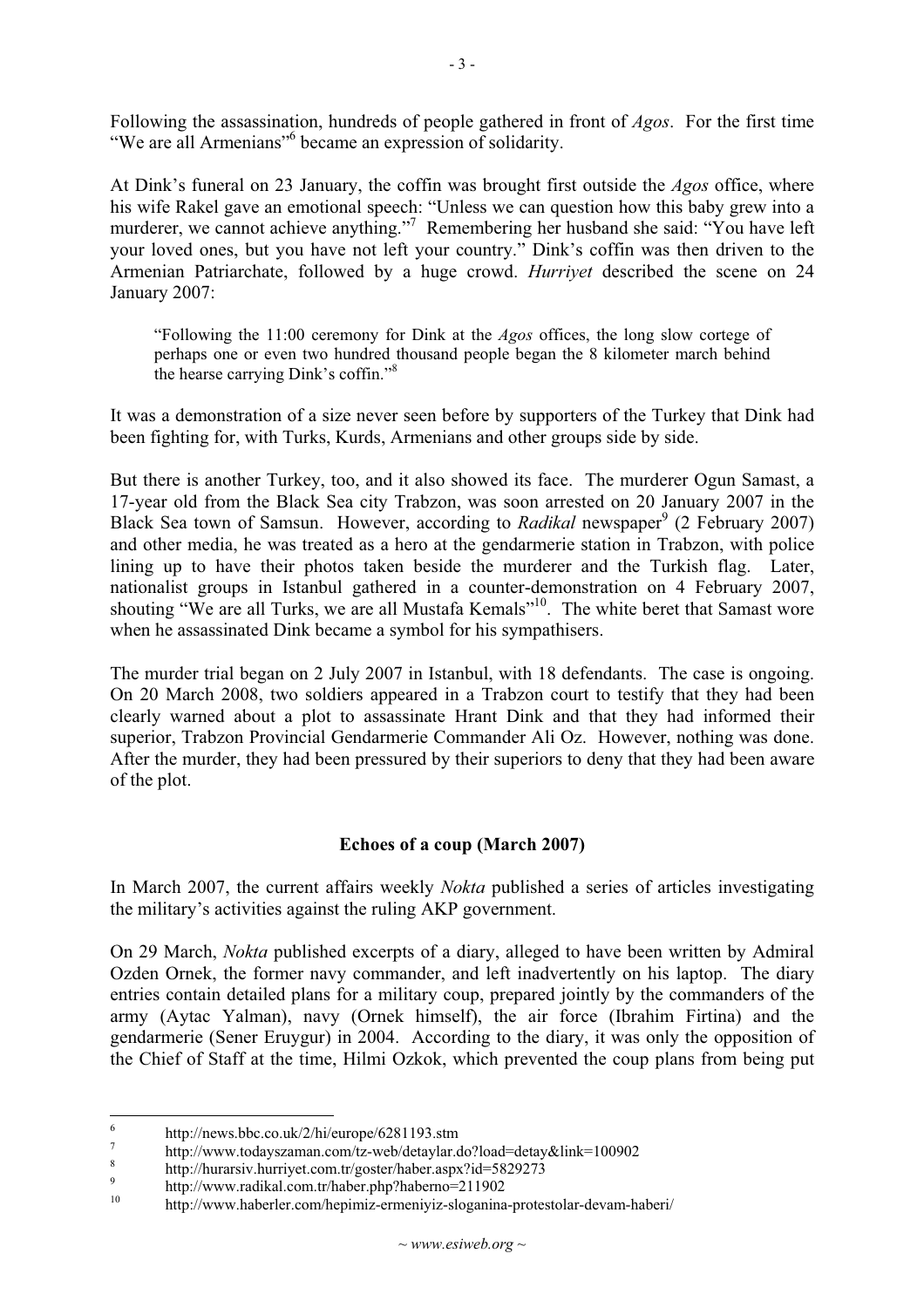Following the assassination, hundreds of people gathered in front of *Agos*. For the first time "We are all Armenians"[6] became an expression of solidarity.

At Dink's funeral on 23 January, the coffin was brought first outside the *Agos* office, where his wife Rakel gave an emotional speech: "Unless we can question how this baby grew into a murderer, we cannot achieve anything."[7] Remembering her husband she said: "You have left your loved ones, but you have not left your country." Dink's coffin was then driven to the Armenian Patriarchate, followed by a huge crowd. *Hurriyet* described the scene on 24 January 2007:

> "Following the 11:00 ceremony for Dink at the *Agos* offices, the long slow cortege of perhaps one or even two hundred thousand people began the 8 kilometer march behind the hearse carrying Dink's coffin."[8]

It was a demonstration of a size never seen before by supporters of the Turkey that Dink had been fighting for, with Turks, Kurds, Armenians and other groups side by side.

But there is another Turkey, too, and it also showed its face. The murderer Ogun Samast, a 17-year old from the Black Sea city Trabzon, was soon arrested on 20 January 2007 in the Black Sea town of Samsun. However, according to *Radikal* newspaper[9] (2 February 2007) and other media, he was treated as a hero at the gendarmerie station in Trabzon, with police lining up to have their photos taken beside the murderer and the Turkish flag. Later, nationalist groups in Istanbul gathered in a counter-demonstration on 4 February 2007, shouting "We are all Turks, we are all Mustafa Kemals"[10]. The white beret that Samast wore when he assassinated Dink became a symbol for his sympathisers.

The murder trial began on 2 July 2007 in Istanbul, with 18 defendants. The case is ongoing. On 20 March 2008, two soldiers appeared in a Trabzon court to testify that they had been clearly warned about a plot to assassinate Hrant Dink and that they had informed their superior, Trabzon Provincial Gendarmerie Commander Ali Oz. However, nothing was done. After the murder, they had been pressured by their superiors to deny that they had been aware of the plot.

## Echoes of a coup (March 2007)

In March 2007, the current affairs weekly *Nokta* published a series of articles investigating the military's activities against the ruling AKP government.

On 29 March, *Nokta* published excerpts of a diary, alleged to have been written by Admiral Ozden Ornek, the former navy commander, and left inadvertently on his laptop. The diary entries contain detailed plans for a military coup, prepared jointly by the commanders of the army (Aytac Yalman), navy (Ornek himself), the air force (Ibrahim Firtina) and the gendarmerie (Sener Eruygur) in 2004. According to the diary, it was only the opposition of the Chief of Staff at the time, Hilmi Ozkok, which prevented the coup plans from being put

---

6 http://news.bbc.co.uk/2/hi/europe/6281193.stm

7 http://www.todayszaman.com/tz-web/detaylar.do?load=detay&link=100902

8 http://hurarsiv.hurriyet.com.tr/goster/haber.aspx?id=5829273

9 http://www.radikal.com.tr/haber.php?haberno=211902

10 http://www.haberler.com/hepimiz-ermeniyiz-sloganina-protestolar-devam-haberi/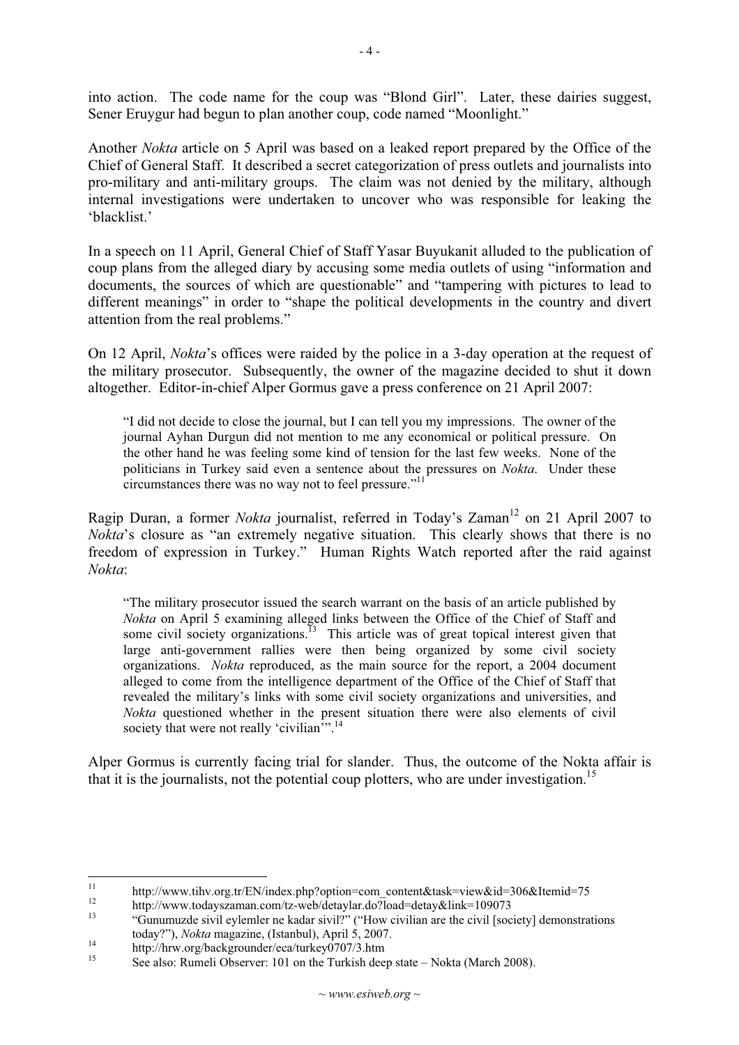into action. The code name for the coup was "Blond Girl". Later, these dairies suggest, Sener Eruygur had begun to plan another coup, code named "Moonlight."

Another *Nokta* article on 5 April was based on a leaked report prepared by the Office of the Chief of General Staff. It described a secret categorization of press outlets and journalists into pro-military and anti-military groups. The claim was not denied by the military, although internal investigations were undertaken to uncover who was responsible for leaking the 'blacklist.'

In a speech on 11 April, General Chief of Staff Yasar Buyukanit alluded to the publication of coup plans from the alleged diary by accusing some media outlets of using "information and documents, the sources of which are questionable" and "tampering with pictures to lead to different meanings" in order to "shape the political developments in the country and divert attention from the real problems."

On 12 April, *Nokta*'s offices were raided by the police in a 3-day operation at the request of the military prosecutor. Subsequently, the owner of the magazine decided to shut it down altogether. Editor-in-chief Alper Gormus gave a press conference on 21 April 2007:

> "I did not decide to close the journal, but I can tell you my impressions. The owner of the journal Ayhan Durgun did not mention to me any economical or political pressure. On the other hand he was feeling some kind of tension for the last few weeks. None of the politicians in Turkey said even a sentence about the pressures on *Nokta*. Under these circumstances there was no way not to feel pressure."[11]

Ragip Duran, a former *Nokta* journalist, referred in Today's Zaman[12] on 21 April 2007 to *Nokta*'s closure as "an extremely negative situation. This clearly shows that there is no freedom of expression in Turkey." Human Rights Watch reported after the raid against *Nokta*:

> "The military prosecutor issued the search warrant on the basis of an article published by *Nokta* on April 5 examining alleged links between the Office of the Chief of Staff and some civil society organizations.[13] This article was of great topical interest given that large anti-government rallies were then being organized by some civil society organizations. *Nokta* reproduced, as the main source for the report, a 2004 document alleged to come from the intelligence department of the Office of the Chief of Staff that revealed the military's links with some civil society organizations and universities, and *Nokta* questioned whether in the present situation there were also elements of civil society that were not really 'civilian'".[14]

Alper Gormus is currently facing trial for slander. Thus, the outcome of the Nokta affair is that it is the journalists, not the potential coup plotters, who are under investigation.[15]

---

[11] http://www.tihv.org.tr/EN/index.php?option=com_content&task=view&id=306&Itemid=75

[12] http://www.todayszaman.com/tz-web/detaylar.do?load=detay&link=109073

[13] "Gunumuzde sivil eylemler ne kadar sivil?" ("How civilian are the civil [society] demonstrations today?"), *Nokta* magazine, (Istanbul), April 5, 2007.

[14] http://hrw.org/backgrounder/eca/turkey0707/3.htm

[15] See also: Rumeli Observer: 101 on the Turkish deep state – Nokta (March 2008).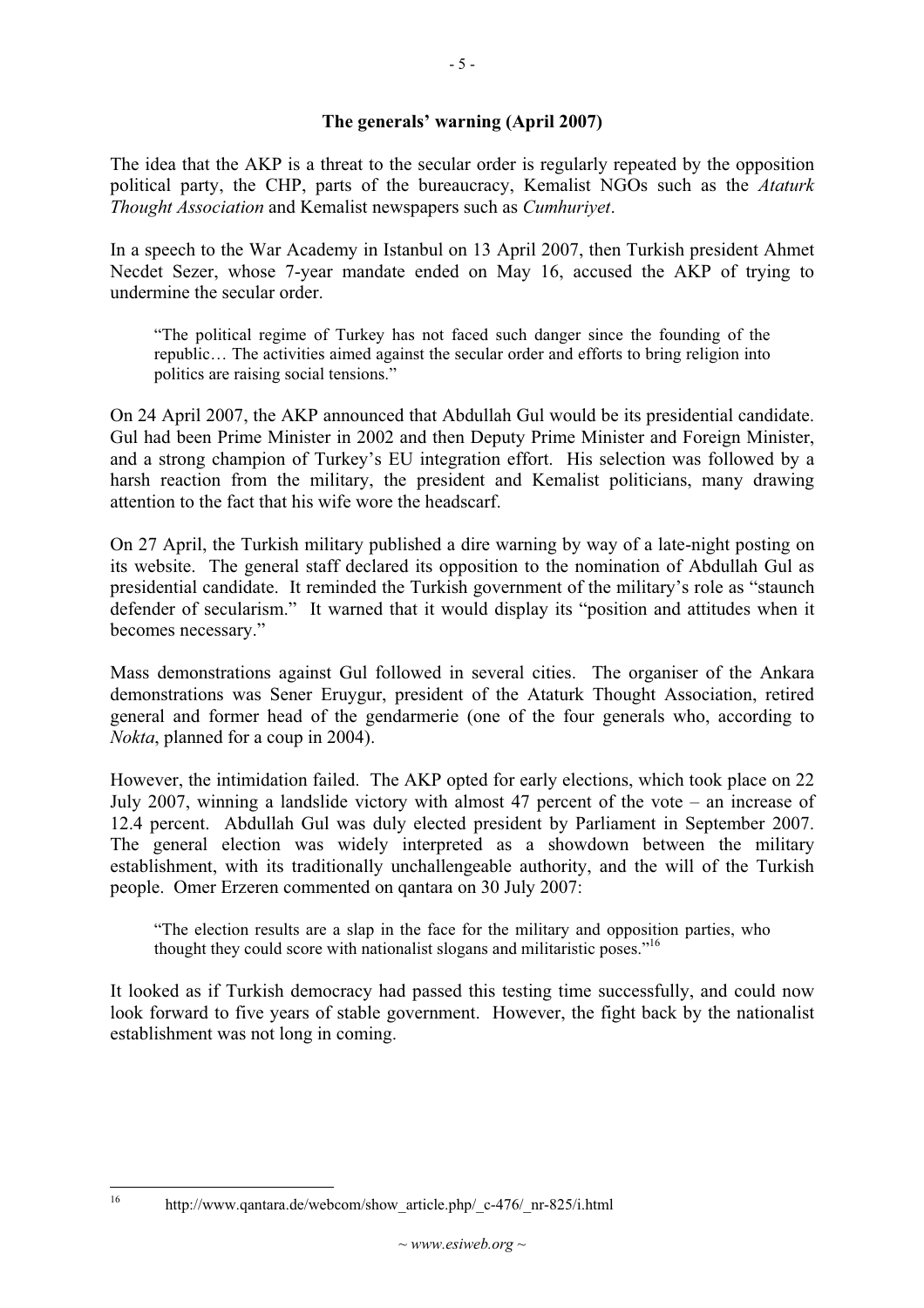## The generals' warning (April 2007)

The idea that the AKP is a threat to the secular order is regularly repeated by the opposition political party, the CHP, parts of the bureaucracy, Kemalist NGOs such as the *Ataturk Thought Association* and Kemalist newspapers such as *Cumhuriyet*.

In a speech to the War Academy in Istanbul on 13 April 2007, then Turkish president Ahmet Necdet Sezer, whose 7-year mandate ended on May 16, accused the AKP of trying to undermine the secular order.

> "The political regime of Turkey has not faced such danger since the founding of the republic… The activities aimed against the secular order and efforts to bring religion into politics are raising social tensions."

On 24 April 2007, the AKP announced that Abdullah Gul would be its presidential candidate. Gul had been Prime Minister in 2002 and then Deputy Prime Minister and Foreign Minister, and a strong champion of Turkey's EU integration effort. His selection was followed by a harsh reaction from the military, the president and Kemalist politicians, many drawing attention to the fact that his wife wore the headscarf.

On 27 April, the Turkish military published a dire warning by way of a late-night posting on its website. The general staff declared its opposition to the nomination of Abdullah Gul as presidential candidate. It reminded the Turkish government of the military's role as "staunch defender of secularism." It warned that it would display its "position and attitudes when it becomes necessary."

Mass demonstrations against Gul followed in several cities. The organiser of the Ankara demonstrations was Sener Eruygur, president of the Ataturk Thought Association, retired general and former head of the gendarmerie (one of the four generals who, according to *Nokta*, planned for a coup in 2004).

However, the intimidation failed. The AKP opted for early elections, which took place on 22 July 2007, winning a landslide victory with almost 47 percent of the vote – an increase of 12.4 percent. Abdullah Gul was duly elected president by Parliament in September 2007. The general election was widely interpreted as a showdown between the military establishment, with its traditionally unchallengeable authority, and the will of the Turkish people. Omer Erzeren commented on qantara on 30 July 2007:

> "The election results are a slap in the face for the military and opposition parties, who thought they could score with nationalist slogans and militaristic poses."[16]

It looked as if Turkish democracy had passed this testing time successfully, and could now look forward to five years of stable government. However, the fight back by the nationalist establishment was not long in coming.

---

[16] http://www.qantara.de/webcom/show_article.php/_c-476/_nr-825/i.html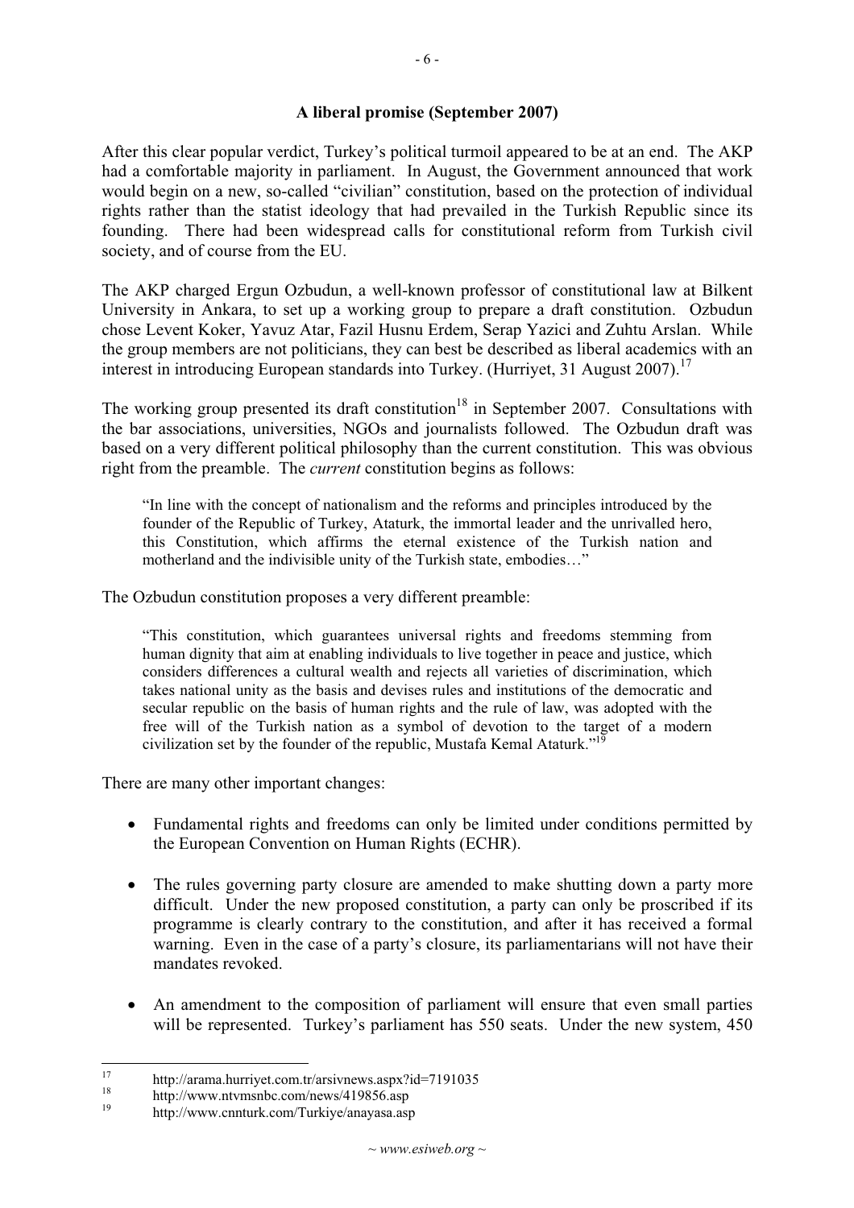### A liberal promise (September 2007)

After this clear popular verdict, Turkey's political turmoil appeared to be at an end. The AKP had a comfortable majority in parliament. In August, the Government announced that work would begin on a new, so-called "civilian" constitution, based on the protection of individual rights rather than the statist ideology that had prevailed in the Turkish Republic since its founding. There had been widespread calls for constitutional reform from Turkish civil society, and of course from the EU.

The AKP charged Ergun Ozbudun, a well-known professor of constitutional law at Bilkent University in Ankara, to set up a working group to prepare a draft constitution. Ozbudun chose Levent Koker, Yavuz Atar, Fazil Husnu Erdem, Serap Yazici and Zuhtu Arslan. While the group members are not politicians, they can best be described as liberal academics with an interest in introducing European standards into Turkey. (Hurriyet, 31 August 2007).[17]

The working group presented its draft constitution[18] in September 2007. Consultations with the bar associations, universities, NGOs and journalists followed. The Ozbudun draft was based on a very different political philosophy than the current constitution. This was obvious right from the preamble. The *current* constitution begins as follows:

> "In line with the concept of nationalism and the reforms and principles introduced by the founder of the Republic of Turkey, Ataturk, the immortal leader and the unrivalled hero, this Constitution, which affirms the eternal existence of the Turkish nation and motherland and the indivisible unity of the Turkish state, embodies…"

The Ozbudun constitution proposes a very different preamble:

> "This constitution, which guarantees universal rights and freedoms stemming from human dignity that aim at enabling individuals to live together in peace and justice, which considers differences a cultural wealth and rejects all varieties of discrimination, which takes national unity as the basis and devises rules and institutions of the democratic and secular republic on the basis of human rights and the rule of law, was adopted with the free will of the Turkish nation as a symbol of devotion to the target of a modern civilization set by the founder of the republic, Mustafa Kemal Ataturk."[19]

There are many other important changes:

- Fundamental rights and freedoms can only be limited under conditions permitted by the European Convention on Human Rights (ECHR).
- The rules governing party closure are amended to make shutting down a party more difficult. Under the new proposed constitution, a party can only be proscribed if its programme is clearly contrary to the constitution, and after it has received a formal warning. Even in the case of a party's closure, its parliamentarians will not have their mandates revoked.
- An amendment to the composition of parliament will ensure that even small parties will be represented. Turkey's parliament has 550 seats. Under the new system, 450

---

[17] http://arama.hurriyet.com.tr/arsivnews.aspx?id=7191035

[18] http://www.ntvmsnbc.com/news/419856.asp

[19] http://www.cnnturk.com/Turkiye/anayasa.asp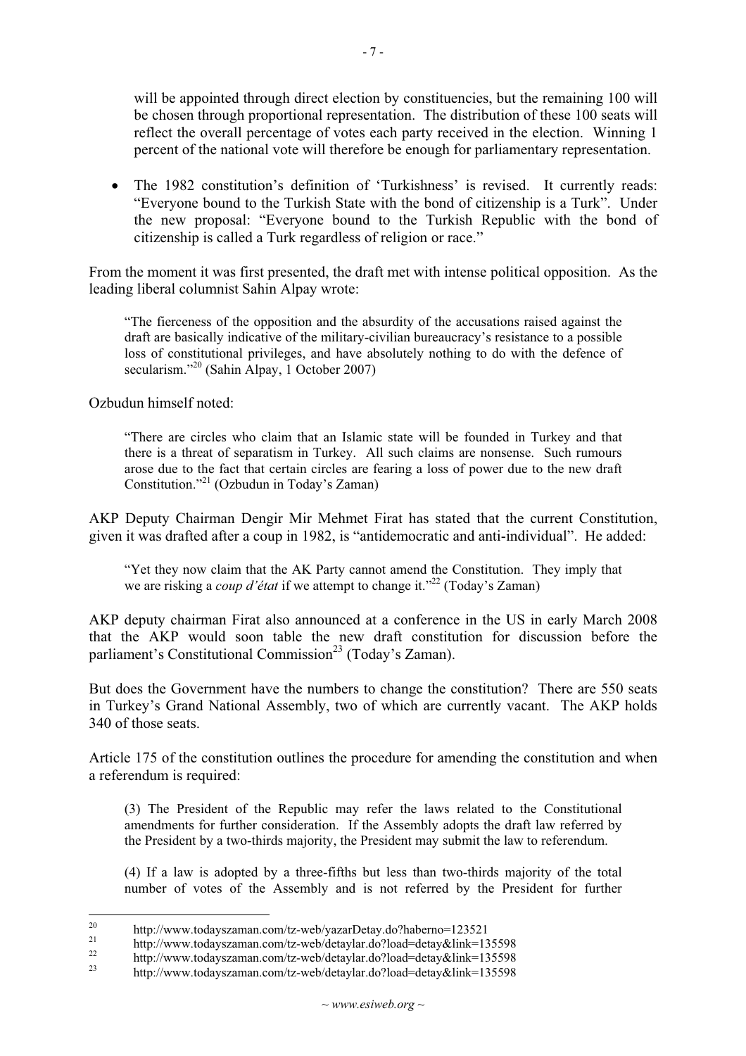will be appointed through direct election by constituencies, but the remaining 100 will be chosen through proportional representation. The distribution of these 100 seats will reflect the overall percentage of votes each party received in the election. Winning 1 percent of the national vote will therefore be enough for parliamentary representation.

- The 1982 constitution's definition of 'Turkishness' is revised. It currently reads: "Everyone bound to the Turkish State with the bond of citizenship is a Turk". Under the new proposal: "Everyone bound to the Turkish Republic with the bond of citizenship is called a Turk regardless of religion or race."

From the moment it was first presented, the draft met with intense political opposition. As the leading liberal columnist Sahin Alpay wrote:

> "The fierceness of the opposition and the absurdity of the accusations raised against the draft are basically indicative of the military-civilian bureaucracy's resistance to a possible loss of constitutional privileges, and have absolutely nothing to do with the defence of secularism."[20] (Sahin Alpay, 1 October 2007)

Ozbudun himself noted:

> "There are circles who claim that an Islamic state will be founded in Turkey and that there is a threat of separatism in Turkey. All such claims are nonsense. Such rumours arose due to the fact that certain circles are fearing a loss of power due to the new draft Constitution."[21] (Ozbudun in Today's Zaman)

AKP Deputy Chairman Dengir Mir Mehmet Firat has stated that the current Constitution, given it was drafted after a coup in 1982, is "antidemocratic and anti-individual". He added:

> "Yet they now claim that the AK Party cannot amend the Constitution. They imply that we are risking a *coup d'état* if we attempt to change it."[22] (Today's Zaman)

AKP deputy chairman Firat also announced at a conference in the US in early March 2008 that the AKP would soon table the new draft constitution for discussion before the parliament's Constitutional Commission[23] (Today's Zaman).

But does the Government have the numbers to change the constitution? There are 550 seats in Turkey's Grand National Assembly, two of which are currently vacant. The AKP holds 340 of those seats.

Article 175 of the constitution outlines the procedure for amending the constitution and when a referendum is required:

> (3) The President of the Republic may refer the laws related to the Constitutional amendments for further consideration. If the Assembly adopts the draft law referred by the President by a two-thirds majority, the President may submit the law to referendum.
>
> (4) If a law is adopted by a three-fifths but less than two-thirds majority of the total number of votes of the Assembly and is not referred by the President for further

---

[20] http://www.todayszaman.com/tz-web/yazarDetay.do?haberno=123521

[21] http://www.todayszaman.com/tz-web/detaylar.do?load=detay&link=135598

[22] http://www.todayszaman.com/tz-web/detaylar.do?load=detay&link=135598

[23] http://www.todayszaman.com/tz-web/detaylar.do?load=detay&link=135598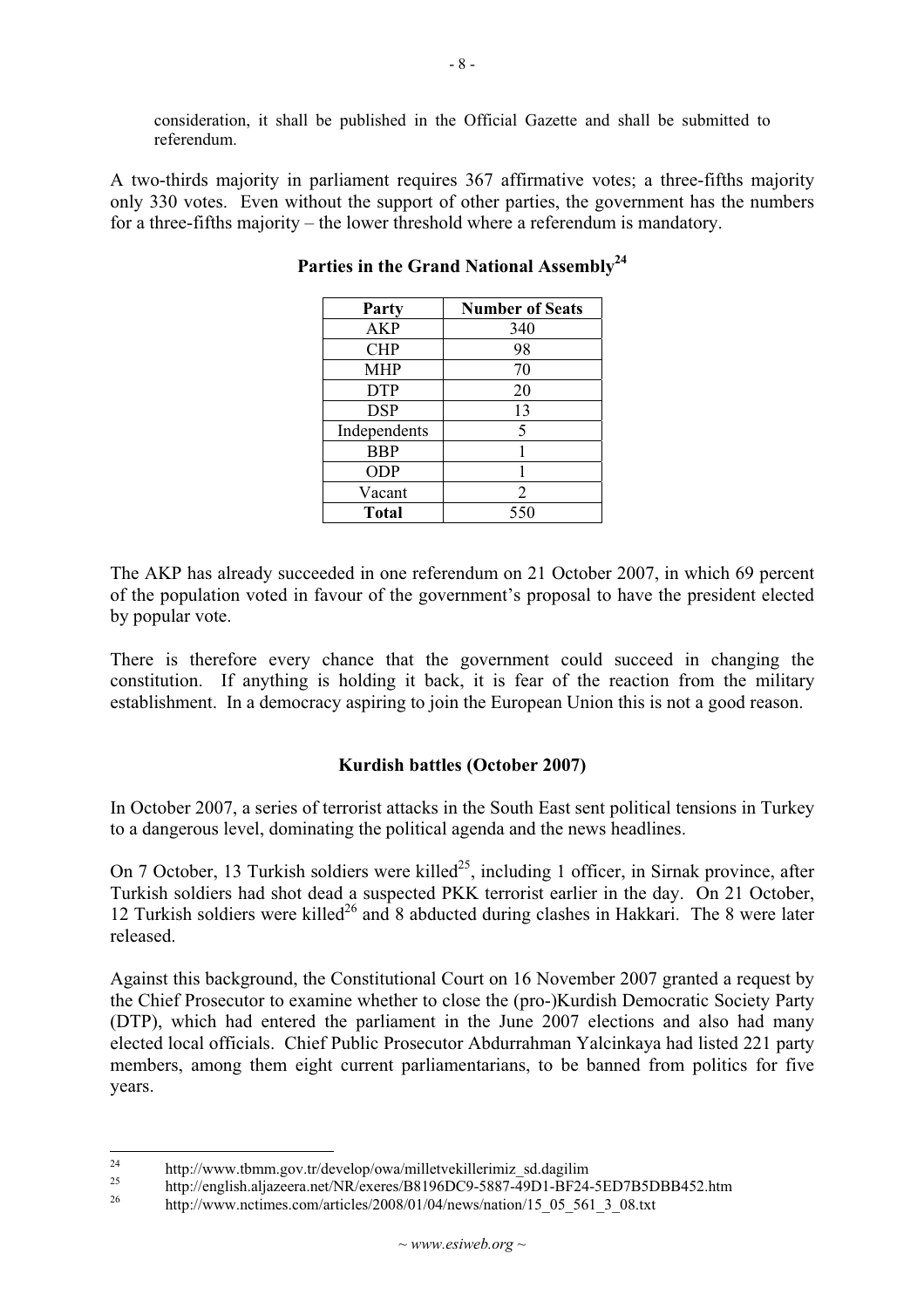consideration, it shall be published in the Official Gazette and shall be submitted to referendum.

A two-thirds majority in parliament requires 367 affirmative votes; a three-fifths majority only 330 votes. Even without the support of other parties, the government has the numbers for a three-fifths majority – the lower threshold where a referendum is mandatory.

**Parties in the Grand National Assembly[24]**

| Party | Number of Seats |
|---|---|
| AKP | 340 |
| CHP | 98 |
| MHP | 70 |
| DTP | 20 |
| DSP | 13 |
| Independents | 5 |
| BBP | 1 |
| ODP | 1 |
| Vacant | 2 |
| **Total** | 550 |

The AKP has already succeeded in one referendum on 21 October 2007, in which 69 percent of the population voted in favour of the government's proposal to have the president elected by popular vote.

There is therefore every chance that the government could succeed in changing the constitution. If anything is holding it back, it is fear of the reaction from the military establishment. In a democracy aspiring to join the European Union this is not a good reason.

### Kurdish battles (October 2007)

In October 2007, a series of terrorist attacks in the South East sent political tensions in Turkey to a dangerous level, dominating the political agenda and the news headlines.

On 7 October, 13 Turkish soldiers were killed[25], including 1 officer, in Sirnak province, after Turkish soldiers had shot dead a suspected PKK terrorist earlier in the day. On 21 October, 12 Turkish soldiers were killed[26] and 8 abducted during clashes in Hakkari. The 8 were later released.

Against this background, the Constitutional Court on 16 November 2007 granted a request by the Chief Prosecutor to examine whether to close the (pro-)Kurdish Democratic Society Party (DTP), which had entered the parliament in the June 2007 elections and also had many elected local officials. Chief Public Prosecutor Abdurrahman Yalcinkaya had listed 221 party members, among them eight current parliamentarians, to be banned from politics for five years.

---

[24] http://www.tbmm.gov.tr/develop/owa/milletvekillerimiz_sd.dagilim

[25] http://english.aljazeera.net/NR/exeres/B8196DC9-5887-49D1-BF24-5ED7B5DBB452.htm

[26] http://www.nctimes.com/articles/2008/01/04/news/nation/15_05_561_3_08.txt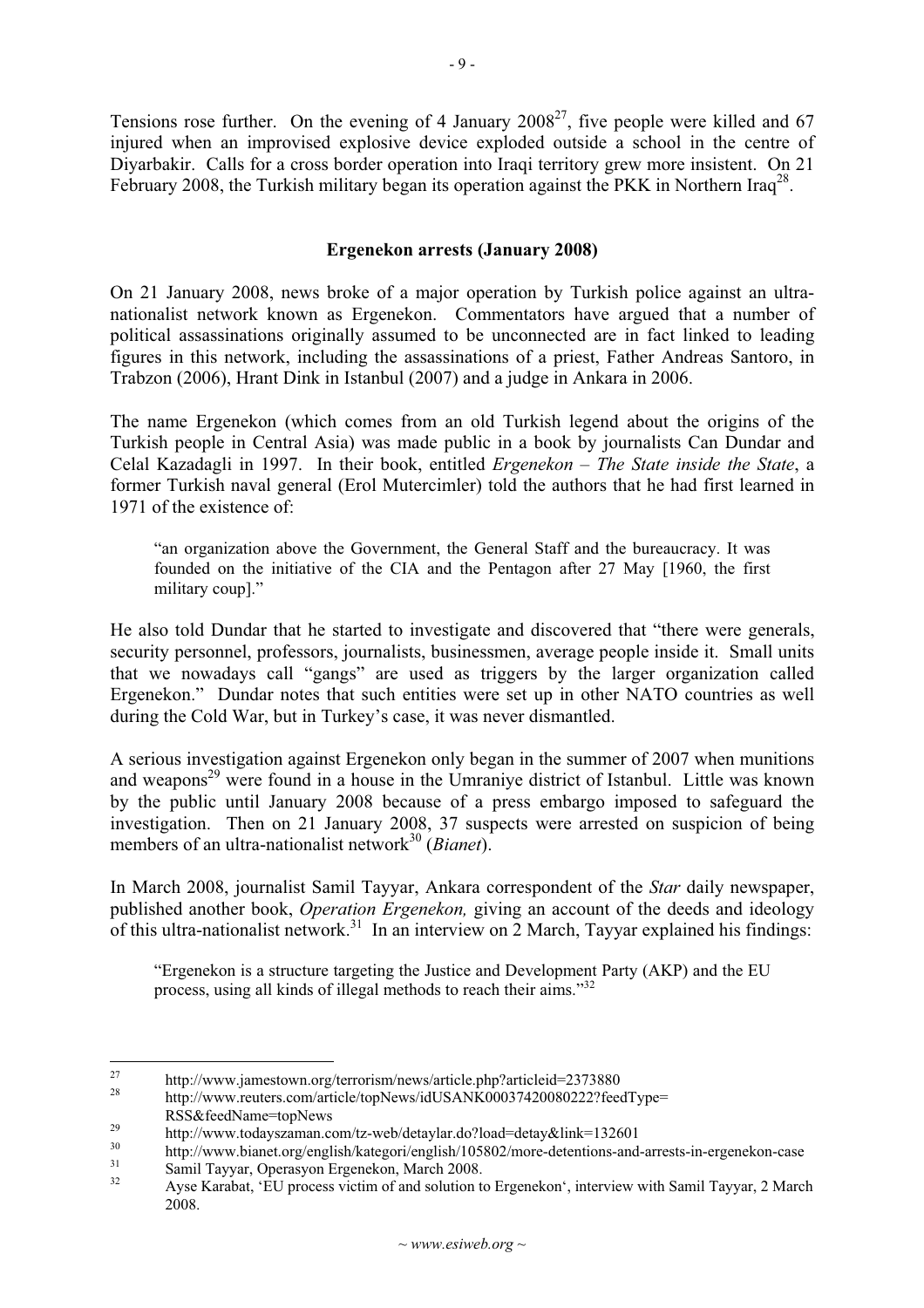Tensions rose further. On the evening of 4 January 2008[27], five people were killed and 67 injured when an improvised explosive device exploded outside a school in the centre of Diyarbakir. Calls for a cross border operation into Iraqi territory grew more insistent. On 21 February 2008, the Turkish military began its operation against the PKK in Northern Iraq[28].

**Ergenekon arrests (January 2008)**

On 21 January 2008, news broke of a major operation by Turkish police against an ultra-nationalist network known as Ergenekon. Commentators have argued that a number of political assassinations originally assumed to be unconnected are in fact linked to leading figures in this network, including the assassinations of a priest, Father Andreas Santoro, in Trabzon (2006), Hrant Dink in Istanbul (2007) and a judge in Ankara in 2006.

The name Ergenekon (which comes from an old Turkish legend about the origins of the Turkish people in Central Asia) was made public in a book by journalists Can Dundar and Celal Kazadagli in 1997. In their book, entitled *Ergenekon – The State inside the State*, a former Turkish naval general (Erol Mutercimler) told the authors that he had first learned in 1971 of the existence of:

> "an organization above the Government, the General Staff and the bureaucracy. It was founded on the initiative of the CIA and the Pentagon after 27 May [1960, the first military coup]."

He also told Dundar that he started to investigate and discovered that "there were generals, security personnel, professors, journalists, businessmen, average people inside it. Small units that we nowadays call "gangs" are used as triggers by the larger organization called Ergenekon." Dundar notes that such entities were set up in other NATO countries as well during the Cold War, but in Turkey's case, it was never dismantled.

A serious investigation against Ergenekon only began in the summer of 2007 when munitions and weapons[29] were found in a house in the Umraniye district of Istanbul. Little was known by the public until January 2008 because of a press embargo imposed to safeguard the investigation. Then on 21 January 2008, 37 suspects were arrested on suspicion of being members of an ultra-nationalist network[30] (*Bianet*).

In March 2008, journalist Samil Tayyar, Ankara correspondent of the *Star* daily newspaper, published another book, *Operation Ergenekon,* giving an account of the deeds and ideology of this ultra-nationalist network.[31] In an interview on 2 March, Tayyar explained his findings:

> "Ergenekon is a structure targeting the Justice and Development Party (AKP) and the EU process, using all kinds of illegal methods to reach their aims."[32]

---

[27] http://www.jamestown.org/terrorism/news/article.php?articleid=2373880

[28] http://www.reuters.com/article/topNews/idUSANK00037420080222?feedType=RSS&feedName=topNews

[29] http://www.todayszaman.com/tz-web/detaylar.do?load=detay&link=132601

[30] http://www.bianet.org/english/kategori/english/105802/more-detentions-and-arrests-in-ergenekon-case

[31] Samil Tayyar, Operasyon Ergenekon, March 2008.

[32] Ayse Karabat, 'EU process victim of and solution to Ergenekon', interview with Samil Tayyar, 2 March 2008.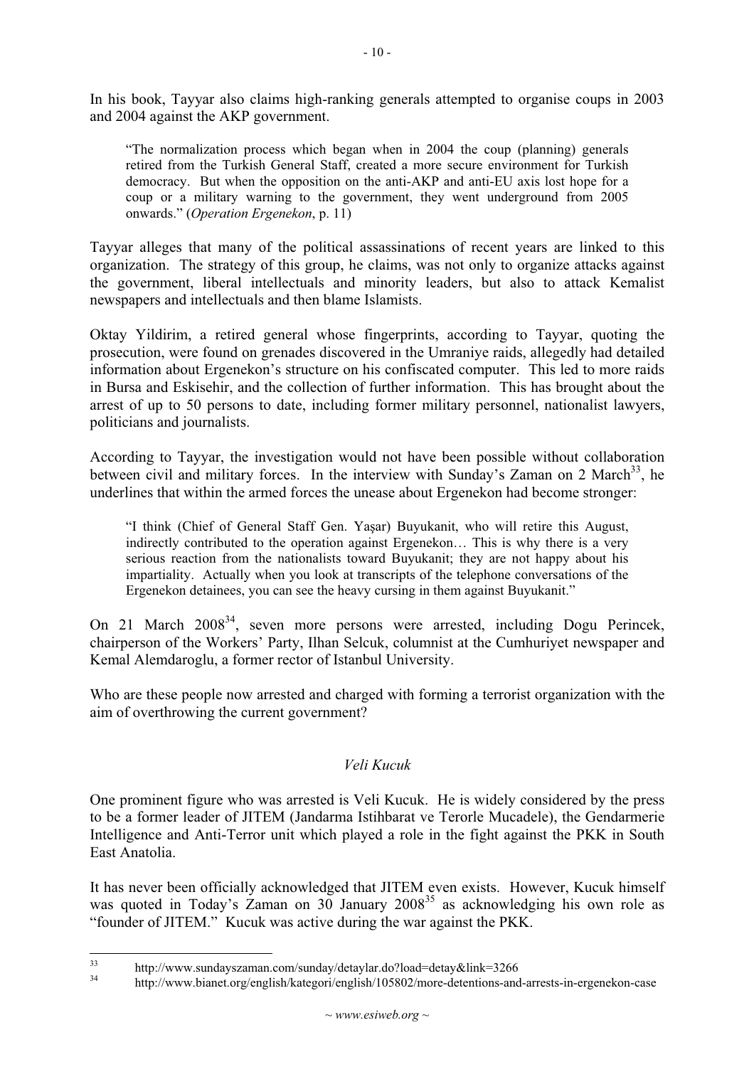In his book, Tayyar also claims high-ranking generals attempted to organise coups in 2003 and 2004 against the AKP government.

> "The normalization process which began when in 2004 the coup (planning) generals retired from the Turkish General Staff, created a more secure environment for Turkish democracy. But when the opposition on the anti-AKP and anti-EU axis lost hope for a coup or a military warning to the government, they went underground from 2005 onwards." (*Operation Ergenekon*, p. 11)

Tayyar alleges that many of the political assassinations of recent years are linked to this organization. The strategy of this group, he claims, was not only to organize attacks against the government, liberal intellectuals and minority leaders, but also to attack Kemalist newspapers and intellectuals and then blame Islamists.

Oktay Yildirim, a retired general whose fingerprints, according to Tayyar, quoting the prosecution, were found on grenades discovered in the Umraniye raids, allegedly had detailed information about Ergenekon's structure on his confiscated computer. This led to more raids in Bursa and Eskisehir, and the collection of further information. This has brought about the arrest of up to 50 persons to date, including former military personnel, nationalist lawyers, politicians and journalists.

According to Tayyar, the investigation would not have been possible without collaboration between civil and military forces. In the interview with Sunday's Zaman on 2 March[33], he underlines that within the armed forces the unease about Ergenekon had become stronger:

> "I think (Chief of General Staff Gen. Yaşar) Buyukanit, who will retire this August, indirectly contributed to the operation against Ergenekon… This is why there is a very serious reaction from the nationalists toward Buyukanit; they are not happy about his impartiality. Actually when you look at transcripts of the telephone conversations of the Ergenekon detainees, you can see the heavy cursing in them against Buyukanit."

On 21 March 2008[34], seven more persons were arrested, including Dogu Perincek, chairperson of the Workers' Party, Ilhan Selcuk, columnist at the Cumhuriyet newspaper and Kemal Alemdaroglu, a former rector of Istanbul University.

Who are these people now arrested and charged with forming a terrorist organization with the aim of overthrowing the current government?

### *Veli Kucuk*

One prominent figure who was arrested is Veli Kucuk. He is widely considered by the press to be a former leader of JITEM (Jandarma Istihbarat ve Terorle Mucadele), the Gendarmerie Intelligence and Anti-Terror unit which played a role in the fight against the PKK in South East Anatolia.

It has never been officially acknowledged that JITEM even exists. However, Kucuk himself was quoted in Today's Zaman on 30 January 2008[35] as acknowledging his own role as "founder of JITEM." Kucuk was active during the war against the PKK.

---

[33] http://www.sundayszaman.com/sunday/detaylar.do?load=detay&link=3266

[34] http://www.bianet.org/english/kategori/english/105802/more-detentions-and-arrests-in-ergenekon-case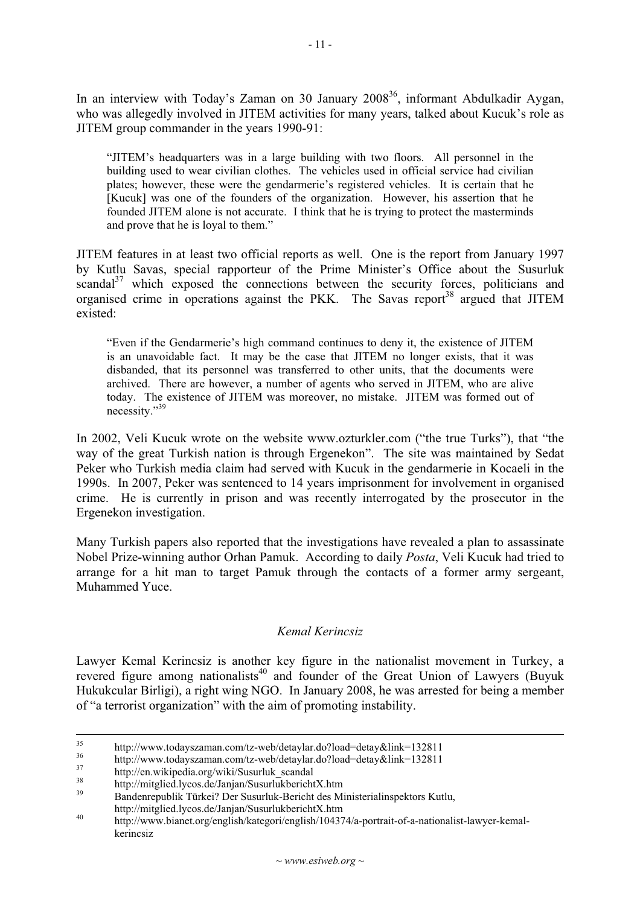In an interview with Today's Zaman on 30 January 2008[36], informant Abdulkadir Aygan, who was allegedly involved in JITEM activities for many years, talked about Kucuk's role as JITEM group commander in the years 1990-91:

> "JITEM's headquarters was in a large building with two floors. All personnel in the building used to wear civilian clothes. The vehicles used in official service had civilian plates; however, these were the gendarmerie's registered vehicles. It is certain that he [Kucuk] was one of the founders of the organization. However, his assertion that he founded JITEM alone is not accurate. I think that he is trying to protect the masterminds and prove that he is loyal to them."

JITEM features in at least two official reports as well. One is the report from January 1997 by Kutlu Savas, special rapporteur of the Prime Minister's Office about the Susurluk scandal[37] which exposed the connections between the security forces, politicians and organised crime in operations against the PKK. The Savas report[38] argued that JITEM existed:

> "Even if the Gendarmerie's high command continues to deny it, the existence of JITEM is an unavoidable fact. It may be the case that JITEM no longer exists, that it was disbanded, that its personnel was transferred to other units, that the documents were archived. There are however, a number of agents who served in JITEM, who are alive today. The existence of JITEM was moreover, no mistake. JITEM was formed out of necessity."[39]

In 2002, Veli Kucuk wrote on the website www.ozturkler.com ("the true Turks"), that "the way of the great Turkish nation is through Ergenekon". The site was maintained by Sedat Peker who Turkish media claim had served with Kucuk in the gendarmerie in Kocaeli in the 1990s. In 2007, Peker was sentenced to 14 years imprisonment for involvement in organised crime. He is currently in prison and was recently interrogated by the prosecutor in the Ergenekon investigation.

Many Turkish papers also reported that the investigations have revealed a plan to assassinate Nobel Prize-winning author Orhan Pamuk. According to daily *Posta*, Veli Kucuk had tried to arrange for a hit man to target Pamuk through the contacts of a former army sergeant, Muhammed Yuce.

### *Kemal Kerincsiz*

Lawyer Kemal Kerincsiz is another key figure in the nationalist movement in Turkey, a revered figure among nationalists[40] and founder of the Great Union of Lawyers (Buyuk Hukukcular Birligi), a right wing NGO. In January 2008, he was arrested for being a member of "a terrorist organization" with the aim of promoting instability.

---

35 http://www.todayszaman.com/tz-web/detaylar.do?load=detay&link=132811

36 http://www.todayszaman.com/tz-web/detaylar.do?load=detay&link=132811

37 http://en.wikipedia.org/wiki/Susurluk_scandal

38 http://mitglied.lycos.de/Janjan/SusurlukberichtX.htm

39 Bandenrepublik Türkei? Der Susurluk-Bericht des Ministerialinspektors Kutlu, http://mitglied.lycos.de/Janjan/SusurlukberichtX.htm

40 http://www.bianet.org/english/kategori/english/104374/a-portrait-of-a-nationalist-lawyer-kemal-kerincsiz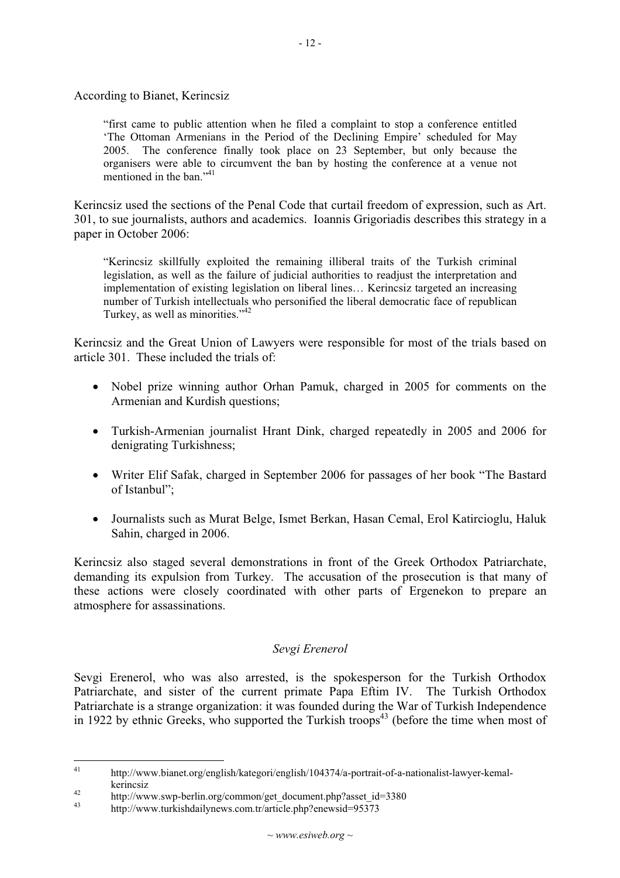According to Bianet, Kerincsiz

> "first came to public attention when he filed a complaint to stop a conference entitled 'The Ottoman Armenians in the Period of the Declining Empire' scheduled for May 2005. The conference finally took place on 23 September, but only because the organisers were able to circumvent the ban by hosting the conference at a venue not mentioned in the ban."[41]

Kerincsiz used the sections of the Penal Code that curtail freedom of expression, such as Art. 301, to sue journalists, authors and academics. Ioannis Grigoriadis describes this strategy in a paper in October 2006:

> "Kerincsiz skillfully exploited the remaining illiberal traits of the Turkish criminal legislation, as well as the failure of judicial authorities to readjust the interpretation and implementation of existing legislation on liberal lines… Kerincsiz targeted an increasing number of Turkish intellectuals who personified the liberal democratic face of republican Turkey, as well as minorities."[42]

Kerincsiz and the Great Union of Lawyers were responsible for most of the trials based on article 301. These included the trials of:

- Nobel prize winning author Orhan Pamuk, charged in 2005 for comments on the Armenian and Kurdish questions;
- Turkish-Armenian journalist Hrant Dink, charged repeatedly in 2005 and 2006 for denigrating Turkishness;
- Writer Elif Safak, charged in September 2006 for passages of her book "The Bastard of Istanbul";
- Journalists such as Murat Belge, Ismet Berkan, Hasan Cemal, Erol Katircioglu, Haluk Sahin, charged in 2006.

Kerincsiz also staged several demonstrations in front of the Greek Orthodox Patriarchate, demanding its expulsion from Turkey. The accusation of the prosecution is that many of these actions were closely coordinated with other parts of Ergenekon to prepare an atmosphere for assassinations.

### *Sevgi Erenerol*

Sevgi Erenerol, who was also arrested, is the spokesperson for the Turkish Orthodox Patriarchate, and sister of the current primate Papa Eftim IV. The Turkish Orthodox Patriarchate is a strange organization: it was founded during the War of Turkish Independence in 1922 by ethnic Greeks, who supported the Turkish troops[43] (before the time when most of

---

[41] http://www.bianet.org/english/kategori/english/104374/a-portrait-of-a-nationalist-lawyer-kemal-kerincsiz

[42] http://www.swp-berlin.org/common/get_document.php?asset_id=3380

[43] http://www.turkishdailynews.com.tr/article.php?enewsid=95373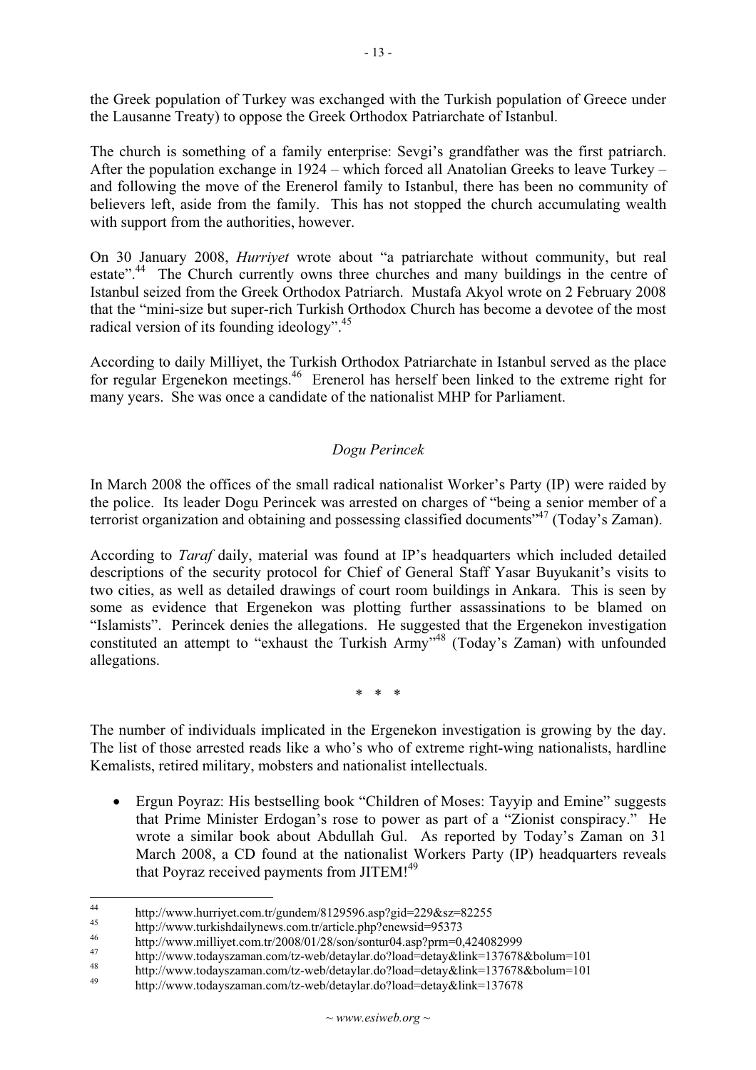the Greek population of Turkey was exchanged with the Turkish population of Greece under the Lausanne Treaty) to oppose the Greek Orthodox Patriarchate of Istanbul.

The church is something of a family enterprise: Sevgi's grandfather was the first patriarch. After the population exchange in 1924 – which forced all Anatolian Greeks to leave Turkey – and following the move of the Erenerol family to Istanbul, there has been no community of believers left, aside from the family. This has not stopped the church accumulating wealth with support from the authorities, however.

On 30 January 2008, *Hurriyet* wrote about "a patriarchate without community, but real estate".[44] The Church currently owns three churches and many buildings in the centre of Istanbul seized from the Greek Orthodox Patriarch. Mustafa Akyol wrote on 2 February 2008 that the "mini-size but super-rich Turkish Orthodox Church has become a devotee of the most radical version of its founding ideology".[45]

According to daily Milliyet, the Turkish Orthodox Patriarchate in Istanbul served as the place for regular Ergenekon meetings.[46] Erenerol has herself been linked to the extreme right for many years. She was once a candidate of the nationalist MHP for Parliament.

### *Dogu Perincek*

In March 2008 the offices of the small radical nationalist Worker's Party (IP) were raided by the police. Its leader Dogu Perincek was arrested on charges of "being a senior member of a terrorist organization and obtaining and possessing classified documents"[47] (Today's Zaman).

According to *Taraf* daily, material was found at IP's headquarters which included detailed descriptions of the security protocol for Chief of General Staff Yasar Buyukanit's visits to two cities, as well as detailed drawings of court room buildings in Ankara. This is seen by some as evidence that Ergenekon was plotting further assassinations to be blamed on "Islamists". Perincek denies the allegations. He suggested that the Ergenekon investigation constituted an attempt to "exhaust the Turkish Army"[48] (Today's Zaman) with unfounded allegations.

\* \* \*

The number of individuals implicated in the Ergenekon investigation is growing by the day. The list of those arrested reads like a who's who of extreme right-wing nationalists, hardline Kemalists, retired military, mobsters and nationalist intellectuals.

- Ergun Poyraz: His bestselling book "Children of Moses: Tayyip and Emine" suggests that Prime Minister Erdogan's rose to power as part of a "Zionist conspiracy." He wrote a similar book about Abdullah Gul. As reported by Today's Zaman on 31 March 2008, a CD found at the nationalist Workers Party (IP) headquarters reveals that Poyraz received payments from JITEM![49]

---

[44] http://www.hurriyet.com.tr/gundem/8129596.asp?gid=229&sz=82255
[45] http://www.turkishdailynews.com.tr/article.php?enewsid=95373
[46] http://www.milliyet.com.tr/2008/01/28/son/sontur04.asp?prm=0,424082999
[47] http://www.todayszaman.com/tz-web/detaylar.do?load=detay&link=137678&bolum=101
[48] http://www.todayszaman.com/tz-web/detaylar.do?load=detay&link=137678&bolum=101
[49] http://www.todayszaman.com/tz-web/detaylar.do?load=detay&link=137678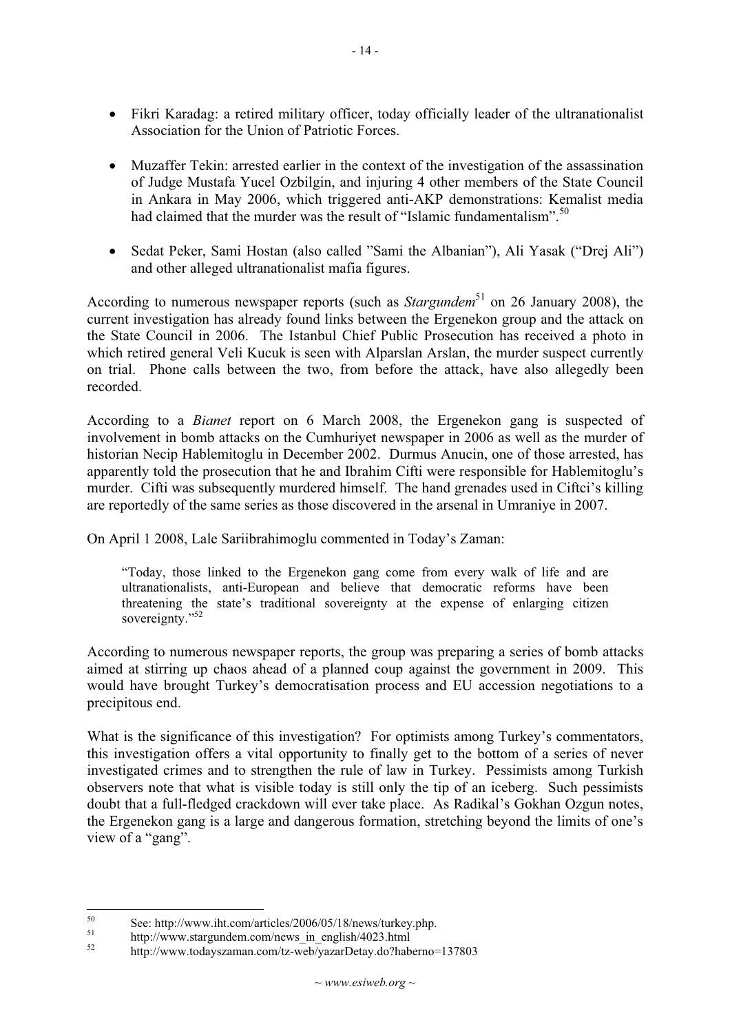- Fikri Karadag: a retired military officer, today officially leader of the ultranationalist Association for the Union of Patriotic Forces.

- Muzaffer Tekin: arrested earlier in the context of the investigation of the assassination of Judge Mustafa Yucel Ozbilgin, and injuring 4 other members of the State Council in Ankara in May 2006, which triggered anti-AKP demonstrations: Kemalist media had claimed that the murder was the result of "Islamic fundamentalism".[50]

- Sedat Peker, Sami Hostan (also called "Sami the Albanian"), Ali Yasak ("Drej Ali") and other alleged ultranationalist mafia figures.

According to numerous newspaper reports (such as *Stargundem*[51] on 26 January 2008), the current investigation has already found links between the Ergenekon group and the attack on the State Council in 2006. The Istanbul Chief Public Prosecution has received a photo in which retired general Veli Kucuk is seen with Alparslan Arslan, the murder suspect currently on trial. Phone calls between the two, from before the attack, have also allegedly been recorded.

According to a *Bianet* report on 6 March 2008, the Ergenekon gang is suspected of involvement in bomb attacks on the Cumhuriyet newspaper in 2006 as well as the murder of historian Necip Hablemitoglu in December 2002. Durmus Anucin, one of those arrested, has apparently told the prosecution that he and Ibrahim Cifti were responsible for Hablemitoglu's murder. Cifti was subsequently murdered himself. The hand grenades used in Ciftci's killing are reportedly of the same series as those discovered in the arsenal in Umraniye in 2007.

On April 1 2008, Lale Sariibrahimoglu commented in Today's Zaman:

> "Today, those linked to the Ergenekon gang come from every walk of life and are ultranationalists, anti-European and believe that democratic reforms have been threatening the state's traditional sovereignty at the expense of enlarging citizen sovereignty."[52]

According to numerous newspaper reports, the group was preparing a series of bomb attacks aimed at stirring up chaos ahead of a planned coup against the government in 2009. This would have brought Turkey's democratisation process and EU accession negotiations to a precipitous end.

What is the significance of this investigation? For optimists among Turkey's commentators, this investigation offers a vital opportunity to finally get to the bottom of a series of never investigated crimes and to strengthen the rule of law in Turkey. Pessimists among Turkish observers note that what is visible today is still only the tip of an iceberg. Such pessimists doubt that a full-fledged crackdown will ever take place. As Radikal's Gokhan Ozgun notes, the Ergenekon gang is a large and dangerous formation, stretching beyond the limits of one's view of a "gang".

---

[50] See: http://www.iht.com/articles/2006/05/18/news/turkey.php.

[51] http://www.stargundem.com/news_in_english/4023.html

[52] http://www.todayszaman.com/tz-web/yazarDetay.do?haberno=137803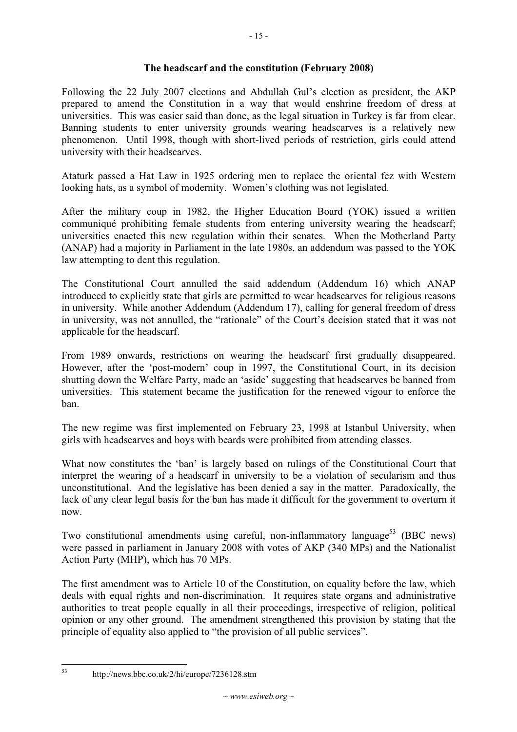## The headscarf and the constitution (February 2008)

Following the 22 July 2007 elections and Abdullah Gul's election as president, the AKP prepared to amend the Constitution in a way that would enshrine freedom of dress at universities. This was easier said than done, as the legal situation in Turkey is far from clear. Banning students to enter university grounds wearing headscarves is a relatively new phenomenon. Until 1998, though with short-lived periods of restriction, girls could attend university with their headscarves.

Ataturk passed a Hat Law in 1925 ordering men to replace the oriental fez with Western looking hats, as a symbol of modernity. Women's clothing was not legislated.

After the military coup in 1982, the Higher Education Board (YOK) issued a written communiqué prohibiting female students from entering university wearing the headscarf; universities enacted this new regulation within their senates. When the Motherland Party (ANAP) had a majority in Parliament in the late 1980s, an addendum was passed to the YOK law attempting to dent this regulation.

The Constitutional Court annulled the said addendum (Addendum 16) which ANAP introduced to explicitly state that girls are permitted to wear headscarves for religious reasons in university. While another Addendum (Addendum 17), calling for general freedom of dress in university, was not annulled, the "rationale" of the Court's decision stated that it was not applicable for the headscarf.

From 1989 onwards, restrictions on wearing the headscarf first gradually disappeared. However, after the 'post-modern' coup in 1997, the Constitutional Court, in its decision shutting down the Welfare Party, made an 'aside' suggesting that headscarves be banned from universities. This statement became the justification for the renewed vigour to enforce the ban.

The new regime was first implemented on February 23, 1998 at Istanbul University, when girls with headscarves and boys with beards were prohibited from attending classes.

What now constitutes the 'ban' is largely based on rulings of the Constitutional Court that interpret the wearing of a headscarf in university to be a violation of secularism and thus unconstitutional. And the legislative has been denied a say in the matter. Paradoxically, the lack of any clear legal basis for the ban has made it difficult for the government to overturn it now.

Two constitutional amendments using careful, non-inflammatory language[53] (BBC news) were passed in parliament in January 2008 with votes of AKP (340 MPs) and the Nationalist Action Party (MHP), which has 70 MPs.

The first amendment was to Article 10 of the Constitution, on equality before the law, which deals with equal rights and non-discrimination. It requires state organs and administrative authorities to treat people equally in all their proceedings, irrespective of religion, political opinion or any other ground. The amendment strengthened this provision by stating that the principle of equality also applied to "the provision of all public services".

---

[53] http://news.bbc.co.uk/2/hi/europe/7236128.stm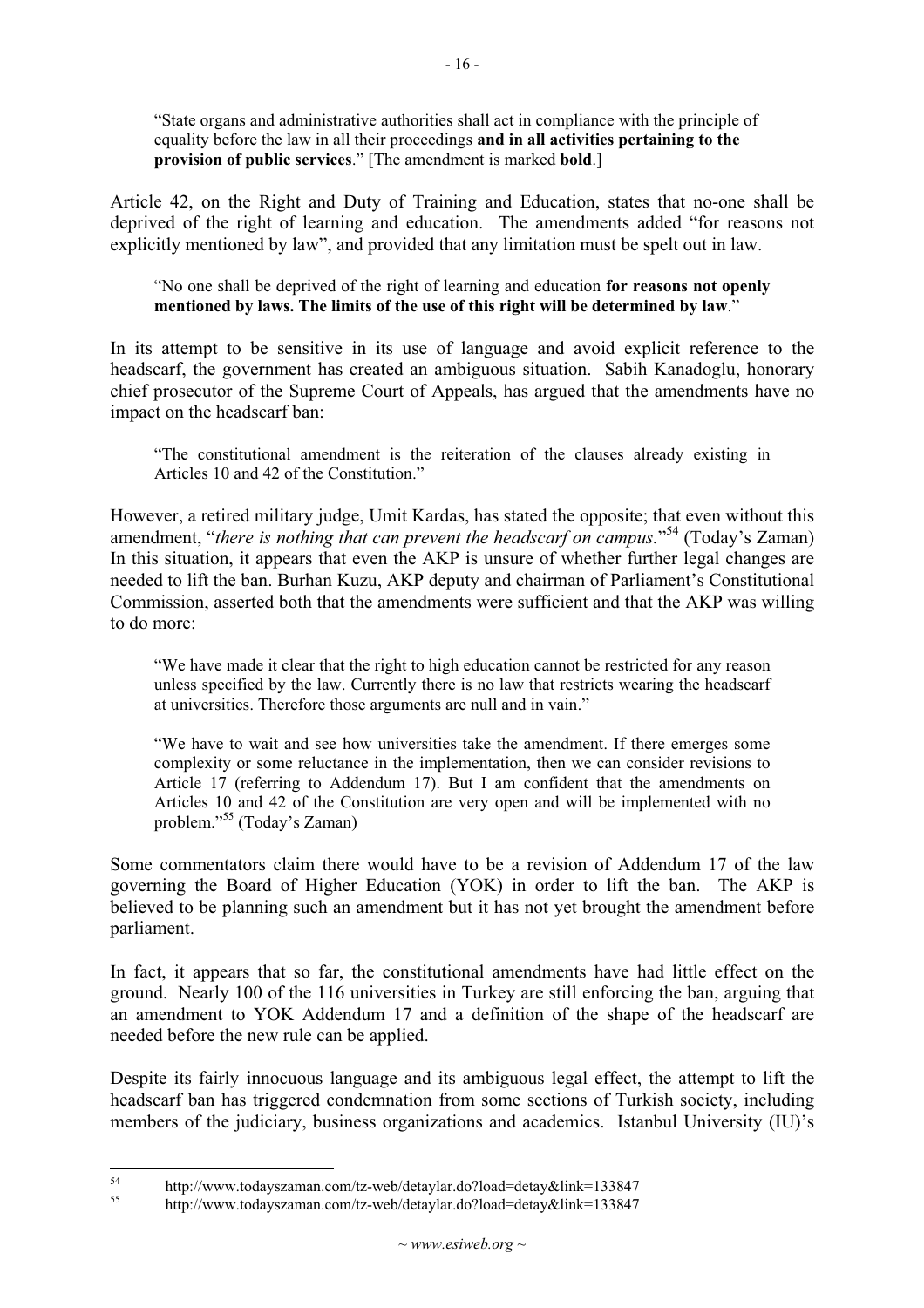> "State organs and administrative authorities shall act in compliance with the principle of equality before the law in all their proceedings **and in all activities pertaining to the provision of public services**." [The amendment is marked **bold**.]

Article 42, on the Right and Duty of Training and Education, states that no-one shall be deprived of the right of learning and education. The amendments added "for reasons not explicitly mentioned by law", and provided that any limitation must be spelt out in law.

> "No one shall be deprived of the right of learning and education **for reasons not openly mentioned by laws. The limits of the use of this right will be determined by law**."

In its attempt to be sensitive in its use of language and avoid explicit reference to the headscarf, the government has created an ambiguous situation. Sabih Kanadoglu, honorary chief prosecutor of the Supreme Court of Appeals, has argued that the amendments have no impact on the headscarf ban:

> "The constitutional amendment is the reiteration of the clauses already existing in Articles 10 and 42 of the Constitution."

However, a retired military judge, Umit Kardas, has stated the opposite; that even without this amendment, "*there is nothing that can prevent the headscarf on campus.*"[54] (Today's Zaman) In this situation, it appears that even the AKP is unsure of whether further legal changes are needed to lift the ban. Burhan Kuzu, AKP deputy and chairman of Parliament's Constitutional Commission, asserted both that the amendments were sufficient and that the AKP was willing to do more:

> "We have made it clear that the right to high education cannot be restricted for any reason unless specified by the law. Currently there is no law that restricts wearing the headscarf at universities. Therefore those arguments are null and in vain."
>
> "We have to wait and see how universities take the amendment. If there emerges some complexity or some reluctance in the implementation, then we can consider revisions to Article 17 (referring to Addendum 17). But I am confident that the amendments on Articles 10 and 42 of the Constitution are very open and will be implemented with no problem."[55] (Today's Zaman)

Some commentators claim there would have to be a revision of Addendum 17 of the law governing the Board of Higher Education (YOK) in order to lift the ban. The AKP is believed to be planning such an amendment but it has not yet brought the amendment before parliament.

In fact, it appears that so far, the constitutional amendments have had little effect on the ground. Nearly 100 of the 116 universities in Turkey are still enforcing the ban, arguing that an amendment to YOK Addendum 17 and a definition of the shape of the headscarf are needed before the new rule can be applied.

Despite its fairly innocuous language and its ambiguous legal effect, the attempt to lift the headscarf ban has triggered condemnation from some sections of Turkish society, including members of the judiciary, business organizations and academics. Istanbul University (IU)'s

---

[54] http://www.todayszaman.com/tz-web/detaylar.do?load=detay&link=133847

[55] http://www.todayszaman.com/tz-web/detaylar.do?load=detay&link=133847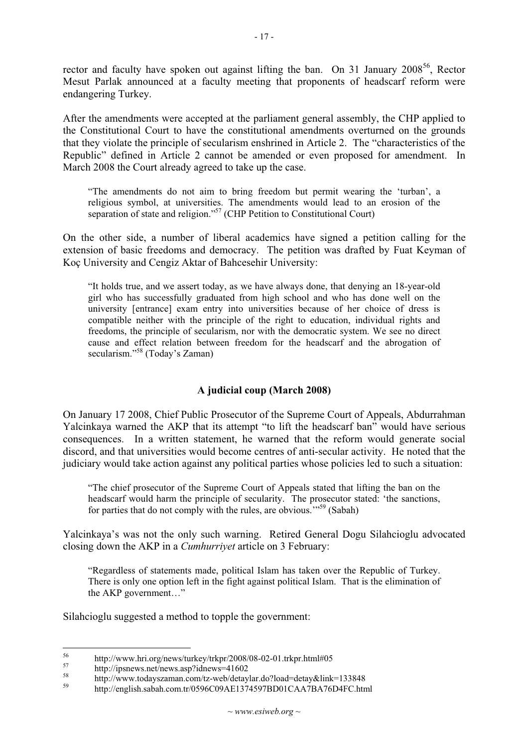rector and faculty have spoken out against lifting the ban. On 31 January 2008[56], Rector Mesut Parlak announced at a faculty meeting that proponents of headscarf reform were endangering Turkey.

After the amendments were accepted at the parliament general assembly, the CHP applied to the Constitutional Court to have the constitutional amendments overturned on the grounds that they violate the principle of secularism enshrined in Article 2. The "characteristics of the Republic" defined in Article 2 cannot be amended or even proposed for amendment. In March 2008 the Court already agreed to take up the case.

> "The amendments do not aim to bring freedom but permit wearing the 'turban', a religious symbol, at universities. The amendments would lead to an erosion of the separation of state and religion."[57] (CHP Petition to Constitutional Court)

On the other side, a number of liberal academics have signed a petition calling for the extension of basic freedoms and democracy. The petition was drafted by Fuat Keyman of Koç University and Cengiz Aktar of Bahcesehir University:

> "It holds true, and we assert today, as we have always done, that denying an 18-year-old girl who has successfully graduated from high school and who has done well on the university [entrance] exam entry into universities because of her choice of dress is compatible neither with the principle of the right to education, individual rights and freedoms, the principle of secularism, nor with the democratic system. We see no direct cause and effect relation between freedom for the headscarf and the abrogation of secularism."[58] (Today's Zaman)

## A judicial coup (March 2008)

On January 17 2008, Chief Public Prosecutor of the Supreme Court of Appeals, Abdurrahman Yalcinkaya warned the AKP that its attempt "to lift the headscarf ban" would have serious consequences. In a written statement, he warned that the reform would generate social discord, and that universities would become centres of anti-secular activity. He noted that the judiciary would take action against any political parties whose policies led to such a situation:

> "The chief prosecutor of the Supreme Court of Appeals stated that lifting the ban on the headscarf would harm the principle of secularity. The prosecutor stated: 'the sanctions, for parties that do not comply with the rules, are obvious.'"[59] (Sabah)

Yalcinkaya's was not the only such warning. Retired General Dogu Silahcioglu advocated closing down the AKP in a *Cumhurriyet* article on 3 February:

> "Regardless of statements made, political Islam has taken over the Republic of Turkey. There is only one option left in the fight against political Islam. That is the elimination of the AKP government…"

Silahcioglu suggested a method to topple the government:

---

[56] http://www.hri.org/news/turkey/trkpr/2008/08-02-01.trkpr.html#05

[57] http://ipsnews.net/news.asp?idnews=41602

[58] http://www.todayszaman.com/tz-web/detaylar.do?load=detay&link=133848

[59] http://english.sabah.com.tr/0596C09AE1374597BD01CAA7BA76D4FC.html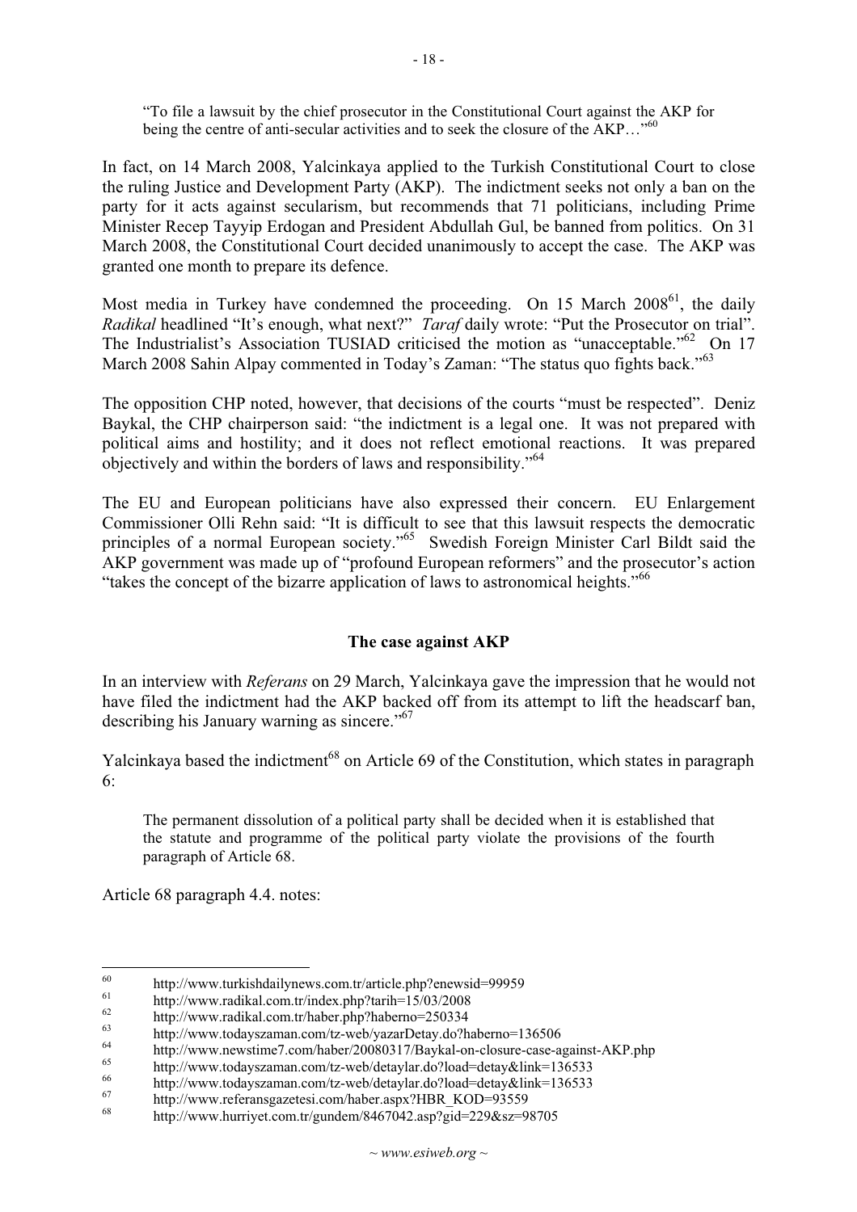> "To file a lawsuit by the chief prosecutor in the Constitutional Court against the AKP for being the centre of anti-secular activities and to seek the closure of the AKP…"[60]

In fact, on 14 March 2008, Yalcinkaya applied to the Turkish Constitutional Court to close the ruling Justice and Development Party (AKP). The indictment seeks not only a ban on the party for it acts against secularism, but recommends that 71 politicians, including Prime Minister Recep Tayyip Erdogan and President Abdullah Gul, be banned from politics. On 31 March 2008, the Constitutional Court decided unanimously to accept the case. The AKP was granted one month to prepare its defence.

Most media in Turkey have condemned the proceeding. On 15 March 2008[61], the daily *Radikal* headlined "It's enough, what next?" *Taraf* daily wrote: "Put the Prosecutor on trial". The Industrialist's Association TUSIAD criticised the motion as "unacceptable."[62] On 17 March 2008 Sahin Alpay commented in Today's Zaman: "The status quo fights back."[63]

The opposition CHP noted, however, that decisions of the courts "must be respected". Deniz Baykal, the CHP chairperson said: "the indictment is a legal one. It was not prepared with political aims and hostility; and it does not reflect emotional reactions. It was prepared objectively and within the borders of laws and responsibility."[64]

The EU and European politicians have also expressed their concern. EU Enlargement Commissioner Olli Rehn said: "It is difficult to see that this lawsuit respects the democratic principles of a normal European society."[65] Swedish Foreign Minister Carl Bildt said the AKP government was made up of "profound European reformers" and the prosecutor's action "takes the concept of the bizarre application of laws to astronomical heights."[66]

## The case against AKP

In an interview with *Referans* on 29 March, Yalcinkaya gave the impression that he would not have filed the indictment had the AKP backed off from its attempt to lift the headscarf ban, describing his January warning as sincere."[67]

Yalcinkaya based the indictment[68] on Article 69 of the Constitution, which states in paragraph 6:

> The permanent dissolution of a political party shall be decided when it is established that the statute and programme of the political party violate the provisions of the fourth paragraph of Article 68.

Article 68 paragraph 4.4. notes:

---

[60] http://www.turkishdailynews.com.tr/article.php?enewsid=99959

[61] http://www.radikal.com.tr/index.php?tarih=15/03/2008

[62] http://www.radikal.com.tr/haber.php?haberno=250334

[63] http://www.todayszaman.com/tz-web/yazarDetay.do?haberno=136506

[64] http://www.newstime7.com/haber/20080317/Baykal-on-closure-case-against-AKP.php

[65] http://www.todayszaman.com/tz-web/detaylar.do?load=detay&link=136533

[66] http://www.todayszaman.com/tz-web/detaylar.do?load=detay&link=136533

[67] http://www.referansgazetesi.com/haber.aspx?HBR_KOD=93559

[68] http://www.hurriyet.com.tr/gundem/8467042.asp?gid=229&sz=98705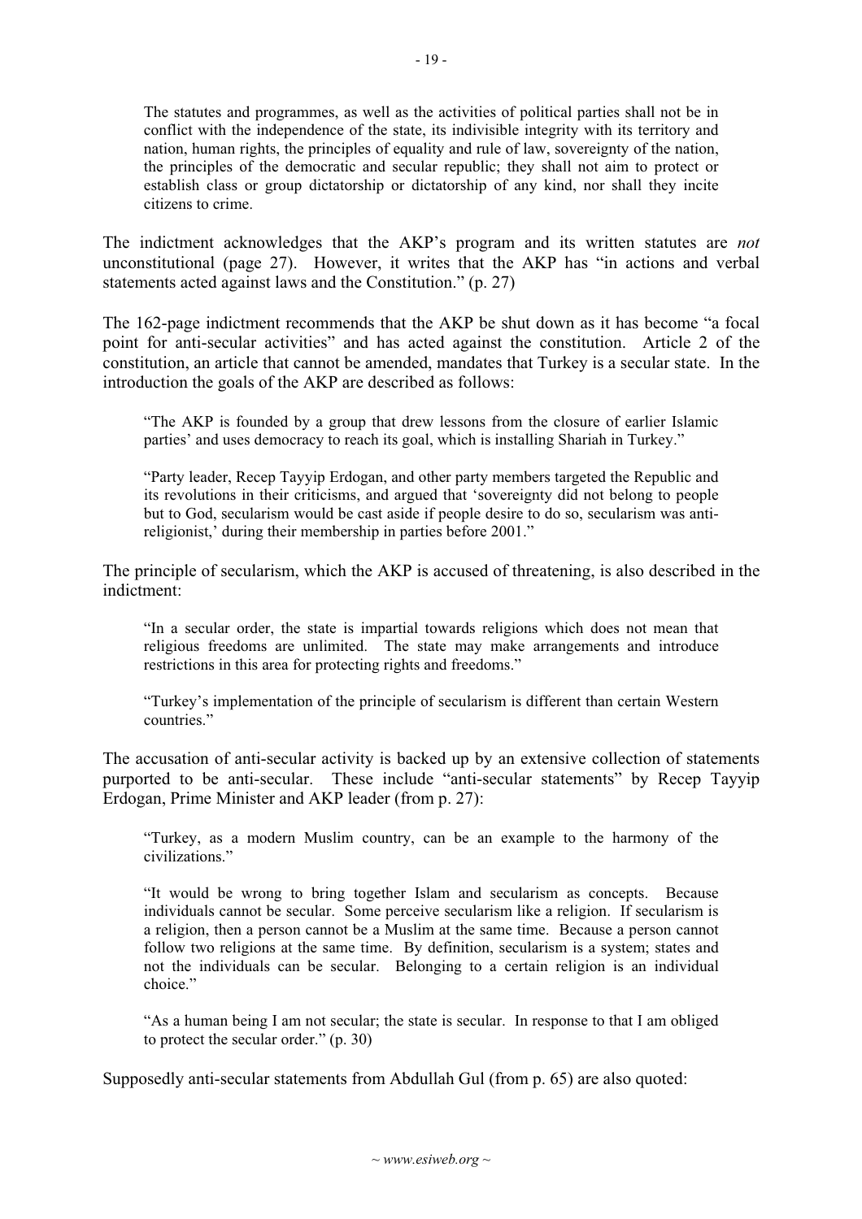> The statutes and programmes, as well as the activities of political parties shall not be in conflict with the independence of the state, its indivisible integrity with its territory and nation, human rights, the principles of equality and rule of law, sovereignty of the nation, the principles of the democratic and secular republic; they shall not aim to protect or establish class or group dictatorship or dictatorship of any kind, nor shall they incite citizens to crime.

The indictment acknowledges that the AKP's program and its written statutes are *not* unconstitutional (page 27). However, it writes that the AKP has "in actions and verbal statements acted against laws and the Constitution." (p. 27)

The 162-page indictment recommends that the AKP be shut down as it has become "a focal point for anti-secular activities" and has acted against the constitution. Article 2 of the constitution, an article that cannot be amended, mandates that Turkey is a secular state. In the introduction the goals of the AKP are described as follows:

> "The AKP is founded by a group that drew lessons from the closure of earlier Islamic parties' and uses democracy to reach its goal, which is installing Shariah in Turkey."
>
> "Party leader, Recep Tayyip Erdogan, and other party members targeted the Republic and its revolutions in their criticisms, and argued that 'sovereignty did not belong to people but to God, secularism would be cast aside if people desire to do so, secularism was anti-religionist,' during their membership in parties before 2001."

The principle of secularism, which the AKP is accused of threatening, is also described in the indictment:

> "In a secular order, the state is impartial towards religions which does not mean that religious freedoms are unlimited. The state may make arrangements and introduce restrictions in this area for protecting rights and freedoms."
>
> "Turkey's implementation of the principle of secularism is different than certain Western countries."

The accusation of anti-secular activity is backed up by an extensive collection of statements purported to be anti-secular. These include "anti-secular statements" by Recep Tayyip Erdogan, Prime Minister and AKP leader (from p. 27):

> "Turkey, as a modern Muslim country, can be an example to the harmony of the civilizations."
>
> "It would be wrong to bring together Islam and secularism as concepts. Because individuals cannot be secular. Some perceive secularism like a religion. If secularism is a religion, then a person cannot be a Muslim at the same time. Because a person cannot follow two religions at the same time. By definition, secularism is a system; states and not the individuals can be secular. Belonging to a certain religion is an individual choice."
>
> "As a human being I am not secular; the state is secular. In response to that I am obliged to protect the secular order." (p. 30)

Supposedly anti-secular statements from Abdullah Gul (from p. 65) are also quoted: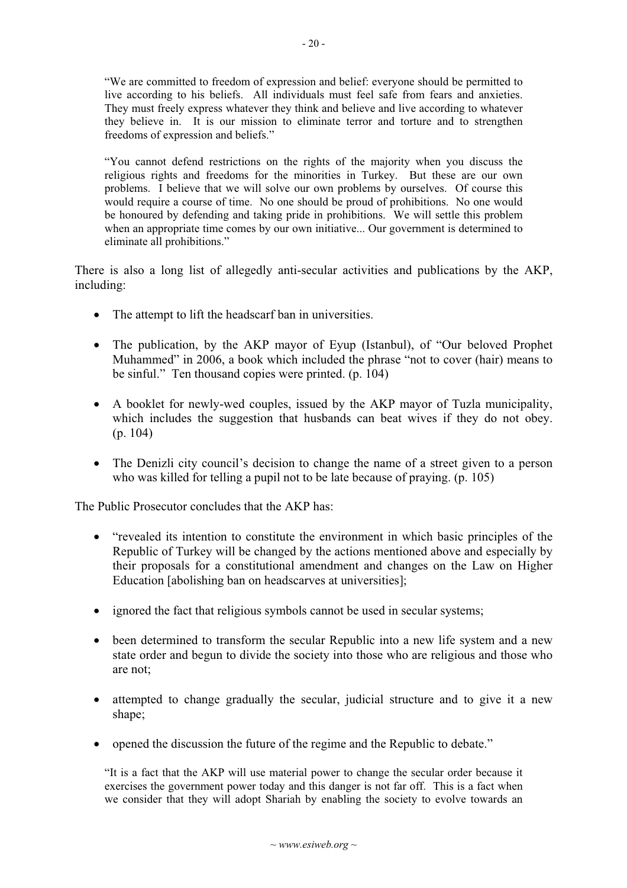> "We are committed to freedom of expression and belief: everyone should be permitted to live according to his beliefs. All individuals must feel safe from fears and anxieties. They must freely express whatever they think and believe and live according to whatever they believe in. It is our mission to eliminate terror and torture and to strengthen freedoms of expression and beliefs."

> "You cannot defend restrictions on the rights of the majority when you discuss the religious rights and freedoms for the minorities in Turkey. But these are our own problems. I believe that we will solve our own problems by ourselves. Of course this would require a course of time. No one should be proud of prohibitions. No one would be honoured by defending and taking pride in prohibitions. We will settle this problem when an appropriate time comes by our own initiative... Our government is determined to eliminate all prohibitions."

There is also a long list of allegedly anti-secular activities and publications by the AKP, including:

- The attempt to lift the headscarf ban in universities.
- The publication, by the AKP mayor of Eyup (Istanbul), of "Our beloved Prophet Muhammed" in 2006, a book which included the phrase "not to cover (hair) means to be sinful." Ten thousand copies were printed. (p. 104)
- A booklet for newly-wed couples, issued by the AKP mayor of Tuzla municipality, which includes the suggestion that husbands can beat wives if they do not obey. (p. 104)
- The Denizli city council's decision to change the name of a street given to a person who was killed for telling a pupil not to be late because of praying. (p. 105)

The Public Prosecutor concludes that the AKP has:

- "revealed its intention to constitute the environment in which basic principles of the Republic of Turkey will be changed by the actions mentioned above and especially by their proposals for a constitutional amendment and changes on the Law on Higher Education [abolishing ban on headscarves at universities];
- ignored the fact that religious symbols cannot be used in secular systems;
- been determined to transform the secular Republic into a new life system and a new state order and begun to divide the society into those who are religious and those who are not;
- attempted to change gradually the secular, judicial structure and to give it a new shape;
- opened the discussion the future of the regime and the Republic to debate."

> "It is a fact that the AKP will use material power to change the secular order because it exercises the government power today and this danger is not far off. This is a fact when we consider that they will adopt Shariah by enabling the society to evolve towards an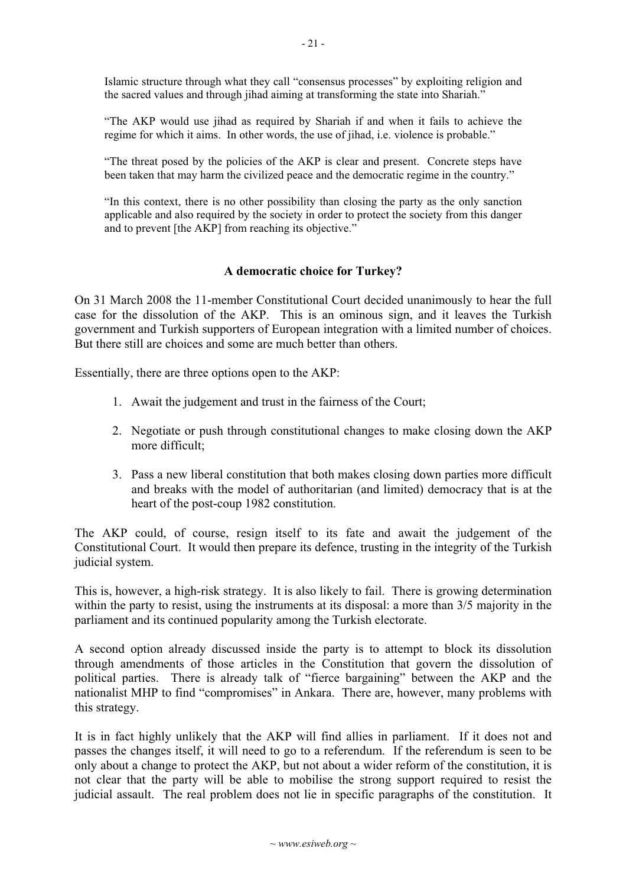> Islamic structure through what they call "consensus processes" by exploiting religion and the sacred values and through jihad aiming at transforming the state into Shariah."
>
> "The AKP would use jihad as required by Shariah if and when it fails to achieve the regime for which it aims. In other words, the use of jihad, i.e. violence is probable."
>
> "The threat posed by the policies of the AKP is clear and present. Concrete steps have been taken that may harm the civilized peace and the democratic regime in the country."
>
> "In this context, there is no other possibility than closing the party as the only sanction applicable and also required by the society in order to protect the society from this danger and to prevent [the AKP] from reaching its objective."

## A democratic choice for Turkey?

On 31 March 2008 the 11-member Constitutional Court decided unanimously to hear the full case for the dissolution of the AKP. This is an ominous sign, and it leaves the Turkish government and Turkish supporters of European integration with a limited number of choices. But there still are choices and some are much better than others.

Essentially, there are three options open to the AKP:

1. Await the judgement and trust in the fairness of the Court;
2. Negotiate or push through constitutional changes to make closing down the AKP more difficult;
3. Pass a new liberal constitution that both makes closing down parties more difficult and breaks with the model of authoritarian (and limited) democracy that is at the heart of the post-coup 1982 constitution.

The AKP could, of course, resign itself to its fate and await the judgement of the Constitutional Court. It would then prepare its defence, trusting in the integrity of the Turkish judicial system.

This is, however, a high-risk strategy. It is also likely to fail. There is growing determination within the party to resist, using the instruments at its disposal: a more than 3/5 majority in the parliament and its continued popularity among the Turkish electorate.

A second option already discussed inside the party is to attempt to block its dissolution through amendments of those articles in the Constitution that govern the dissolution of political parties. There is already talk of "fierce bargaining" between the AKP and the nationalist MHP to find "compromises" in Ankara. There are, however, many problems with this strategy.

It is in fact highly unlikely that the AKP will find allies in parliament. If it does not and passes the changes itself, it will need to go to a referendum. If the referendum is seen to be only about a change to protect the AKP, but not about a wider reform of the constitution, it is not clear that the party will be able to mobilise the strong support required to resist the judicial assault. The real problem does not lie in specific paragraphs of the constitution. It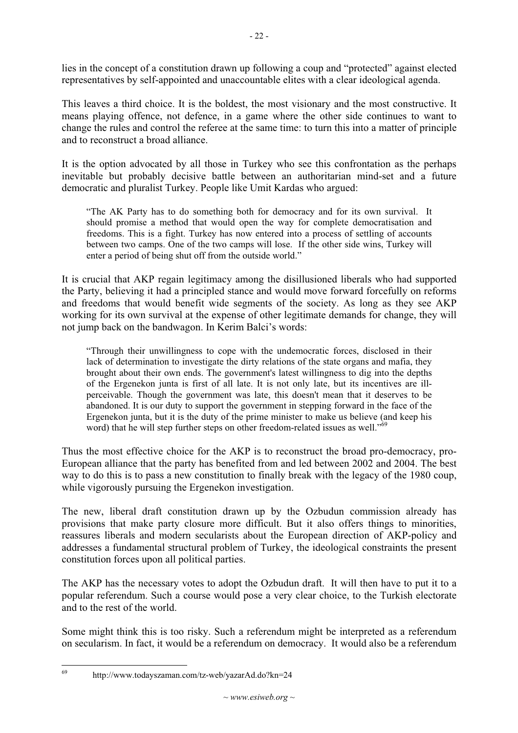lies in the concept of a constitution drawn up following a coup and "protected" against elected representatives by self-appointed and unaccountable elites with a clear ideological agenda.

This leaves a third choice. It is the boldest, the most visionary and the most constructive. It means playing offence, not defence, in a game where the other side continues to want to change the rules and control the referee at the same time: to turn this into a matter of principle and to reconstruct a broad alliance.

It is the option advocated by all those in Turkey who see this confrontation as the perhaps inevitable but probably decisive battle between an authoritarian mind-set and a future democratic and pluralist Turkey. People like Umit Kardas who argued:

> "The AK Party has to do something both for democracy and for its own survival. It should promise a method that would open the way for complete democratisation and freedoms. This is a fight. Turkey has now entered into a process of settling of accounts between two camps. One of the two camps will lose. If the other side wins, Turkey will enter a period of being shut off from the outside world."

It is crucial that AKP regain legitimacy among the disillusioned liberals who had supported the Party, believing it had a principled stance and would move forward forcefully on reforms and freedoms that would benefit wide segments of the society. As long as they see AKP working for its own survival at the expense of other legitimate demands for change, they will not jump back on the bandwagon. In Kerim Balci's words:

> "Through their unwillingness to cope with the undemocratic forces, disclosed in their lack of determination to investigate the dirty relations of the state organs and mafia, they brought about their own ends. The government's latest willingness to dig into the depths of the Ergenekon junta is first of all late. It is not only late, but its incentives are ill-perceivable. Though the government was late, this doesn't mean that it deserves to be abandoned. It is our duty to support the government in stepping forward in the face of the Ergenekon junta, but it is the duty of the prime minister to make us believe (and keep his word) that he will step further steps on other freedom-related issues as well."[69]

Thus the most effective choice for the AKP is to reconstruct the broad pro-democracy, pro-European alliance that the party has benefited from and led between 2002 and 2004. The best way to do this is to pass a new constitution to finally break with the legacy of the 1980 coup, while vigorously pursuing the Ergenekon investigation.

The new, liberal draft constitution drawn up by the Ozbudun commission already has provisions that make party closure more difficult. But it also offers things to minorities, reassures liberals and modern secularists about the European direction of AKP-policy and addresses a fundamental structural problem of Turkey, the ideological constraints the present constitution forces upon all political parties.

The AKP has the necessary votes to adopt the Ozbudun draft. It will then have to put it to a popular referendum. Such a course would pose a very clear choice, to the Turkish electorate and to the rest of the world.

Some might think this is too risky. Such a referendum might be interpreted as a referendum on secularism. In fact, it would be a referendum on democracy. It would also be a referendum

[69] http://www.todayszaman.com/tz-web/yazarAd.do?kn=24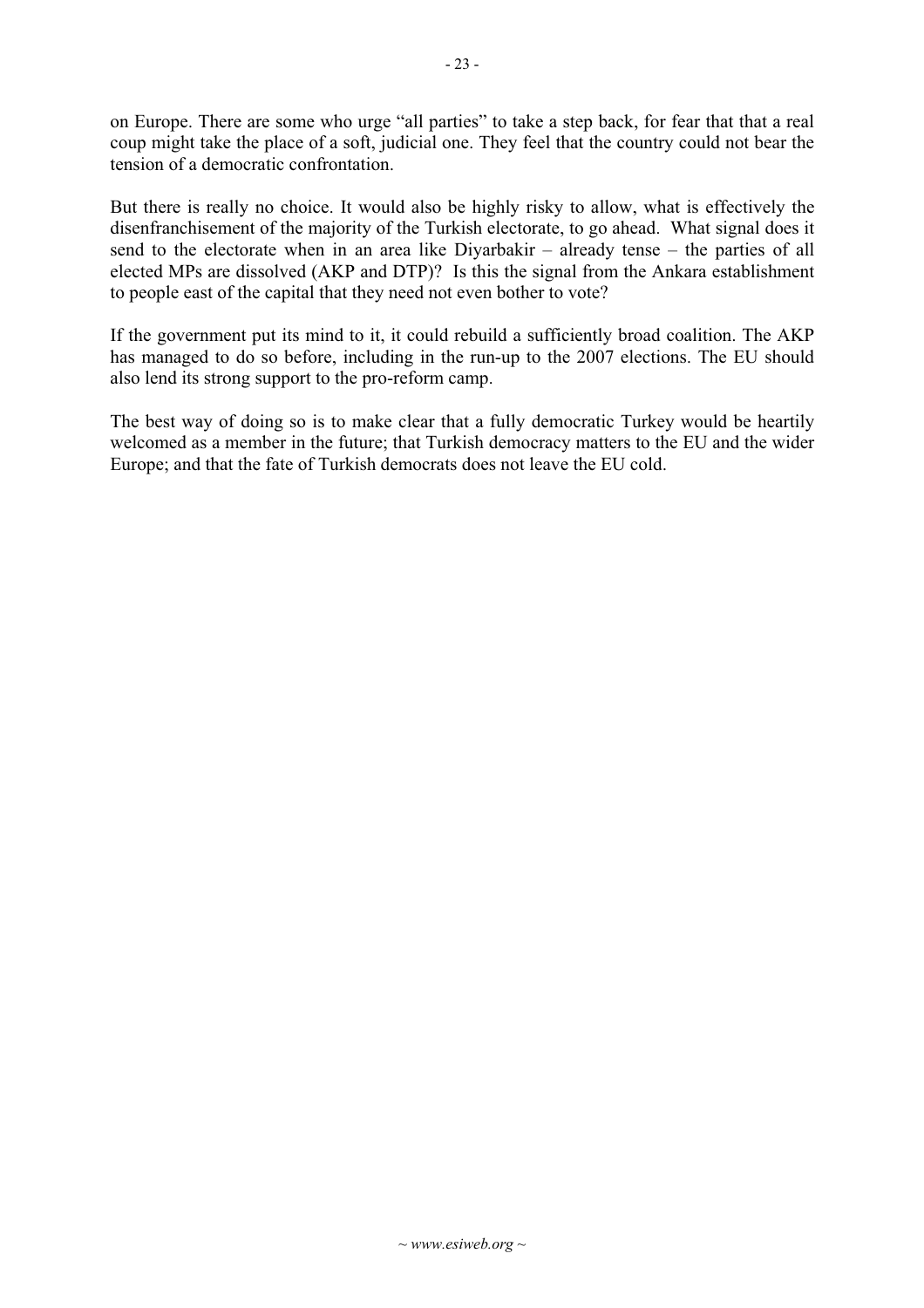on Europe. There are some who urge "all parties" to take a step back, for fear that that a real coup might take the place of a soft, judicial one. They feel that the country could not bear the tension of a democratic confrontation.

But there is really no choice. It would also be highly risky to allow, what is effectively the disenfranchisement of the majority of the Turkish electorate, to go ahead. What signal does it send to the electorate when in an area like Diyarbakir – already tense – the parties of all elected MPs are dissolved (AKP and DTP)? Is this the signal from the Ankara establishment to people east of the capital that they need not even bother to vote?

If the government put its mind to it, it could rebuild a sufficiently broad coalition. The AKP has managed to do so before, including in the run-up to the 2007 elections. The EU should also lend its strong support to the pro-reform camp.

The best way of doing so is to make clear that a fully democratic Turkey would be heartily welcomed as a member in the future; that Turkish democracy matters to the EU and the wider Europe; and that the fate of Turkish democrats does not leave the EU cold.